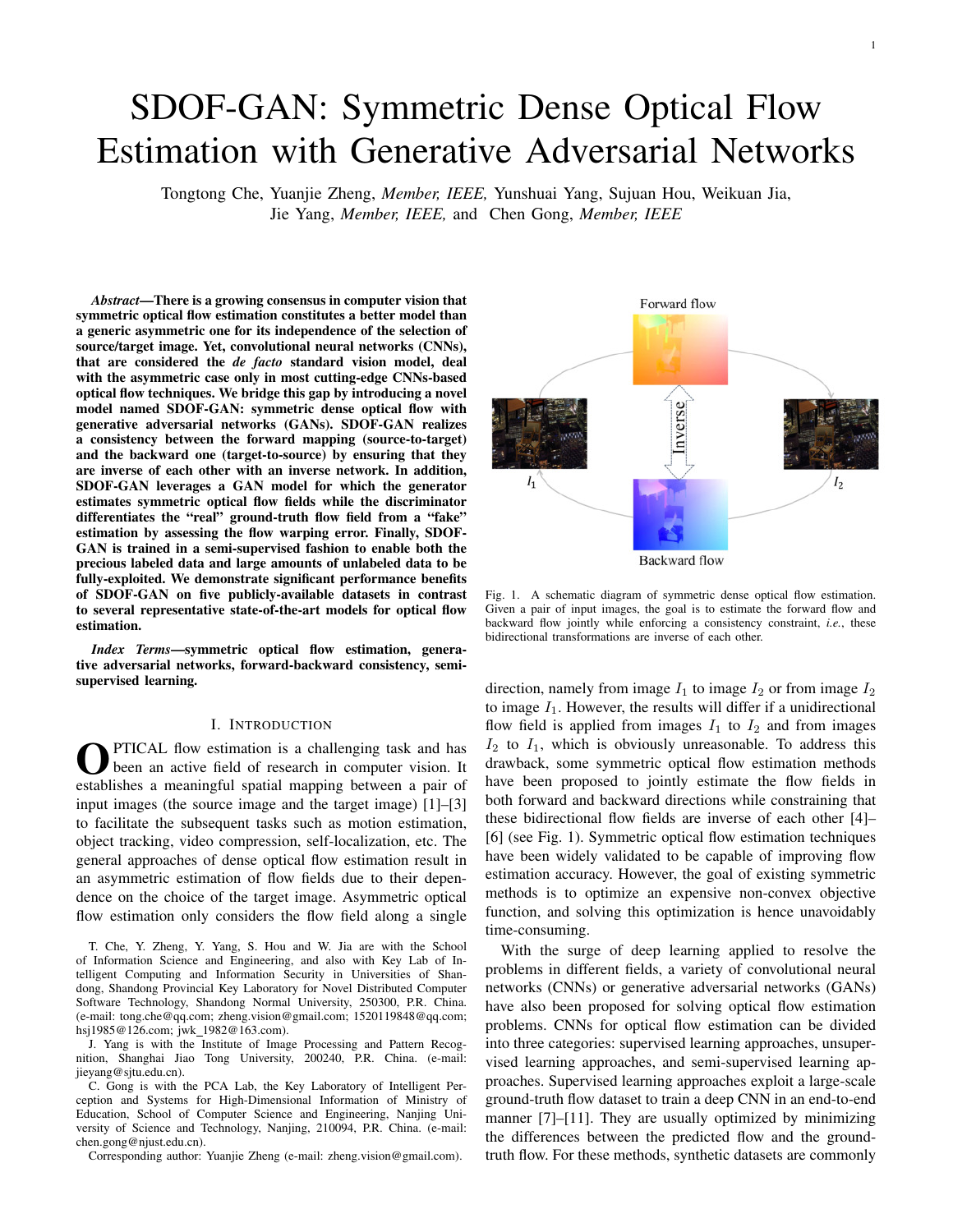# SDOF-GAN: Symmetric Dense Optical Flow Estimation with Generative Adversarial Networks

Tongtong Che, Yuanjie Zheng, *Member, IEEE,* Yunshuai Yang, Sujuan Hou, Weikuan Jia, Jie Yang, *Member, IEEE,* and Chen Gong, *Member, IEEE*

***Abstract*—There is a growing consensus in computer vision that symmetric optical flow estimation constitutes a better model than a generic asymmetric one for its independence of the selection of source/target image. Yet, convolutional neural networks (CNNs), that are considered the *de facto* standard vision model, deal with the asymmetric case only in most cutting-edge CNNs-based optical flow techniques. We bridge this gap by introducing a novel model named SDOF-GAN: symmetric dense optical flow with generative adversarial networks (GANs). SDOF-GAN realizes a consistency between the forward mapping (source-to-target) and the backward one (target-to-source) by ensuring that they are inverse of each other with an inverse network. In addition, SDOF-GAN leverages a GAN model for which the generator estimates symmetric optical flow fields while the discriminator differentiates the "real" ground-truth flow field from a "fake" estimation by assessing the flow warping error. Finally, SDOF-GAN is trained in a semi-supervised fashion to enable both the precious labeled data and large amounts of unlabeled data to be fully-exploited. We demonstrate significant performance benefits of SDOF-GAN on five publicly-available datasets in contrast to several representative state-of-the-art models for optical flow estimation.**

***Index Terms*—symmetric optical flow estimation, generative adversarial networks, forward-backward consistency, semi-supervised learning.**

## I. Introduction

Optical flow estimation is a challenging task and has been an active field of research in computer vision. It establishes a meaningful spatial mapping between a pair of input images (the source image and the target image) [1]–[3] to facilitate the subsequent tasks such as motion estimation, object tracking, video compression, self-localization, etc. The general approaches of dense optical flow estimation result in an asymmetric estimation of flow fields due to their dependence on the choice of the target image. Asymmetric optical flow estimation only considers the flow field along a single direction, namely from image $I_1$ to image $I_2$ or from image $I_2$ to image $I_1$. However, the results will differ if a unidirectional flow field is applied from images $I_1$ to $I_2$ and from images $I_2$ to $I_1$, which is obviously unreasonable. To address this drawback, some symmetric optical flow estimation methods have been proposed to jointly estimate the flow fields in both forward and backward directions while constraining that these bidirectional flow fields are inverse of each other [4]–[6] (see Fig. 1). Symmetric optical flow estimation techniques have been widely validated to be capable of improving flow estimation accuracy. However, the goal of existing symmetric methods is to optimize an expensive non-convex objective function, and solving this optimization is hence unavoidably time-consuming.

Fig. 1. A schematic diagram of symmetric dense optical flow estimation. Given a pair of input images, the goal is to estimate the forward flow and backward flow jointly while enforcing a consistency constraint, *i.e.*, these bidirectional transformations are inverse of each other.

With the surge of deep learning applied to resolve the problems in different fields, a variety of convolutional neural networks (CNNs) or generative adversarial networks (GANs) have also been proposed for solving optical flow estimation problems. CNNs for optical flow estimation can be divided into three categories: supervised learning approaches, unsupervised learning approaches, and semi-supervised learning approaches. Supervised learning approaches exploit a large-scale ground-truth flow dataset to train a deep CNN in an end-to-end manner [7]–[11]. They are usually optimized by minimizing the differences between the predicted flow and the ground-truth flow. For these methods, synthetic datasets are commonly

T. Che, Y. Zheng, Y. Yang, S. Hou and W. Jia are with the School of Information Science and Engineering, and also with Key Lab of Intelligent Computing and Information Security in Universities of Shandong, Shandong Provincial Key Laboratory for Novel Distributed Computer Software Technology, Shandong Normal University, 250300, P.R. China. (e-mail: tong.che@qq.com; zheng.vision@gmail.com; 1520119848@qq.com; hsj1985@126.com; jwk_1982@163.com).

J. Yang is with the Institute of Image Processing and Pattern Recognition, Shanghai Jiao Tong University, 200240, P.R. China. (e-mail: jieyang@sjtu.edu.cn).

C. Gong is with the PCA Lab, the Key Laboratory of Intelligent Perception and Systems for High-Dimensional Information of Ministry of Education, School of Computer Science and Engineering, Nanjing University of Science and Technology, Nanjing, 210094, P.R. China. (e-mail: chen.gong@njust.edu.cn).

Corresponding author: Yuanjie Zheng (e-mail: zheng.vision@gmail.com).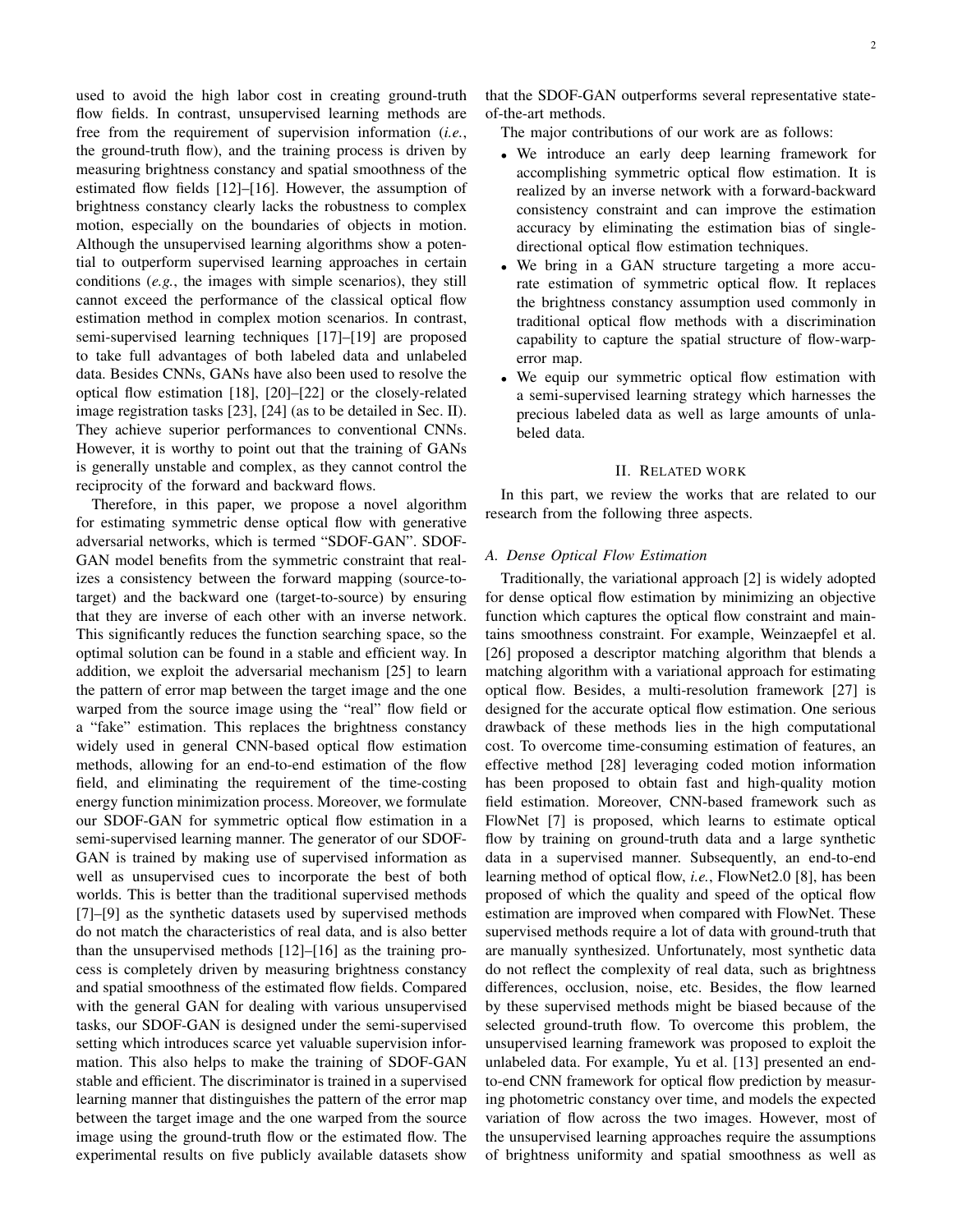used to avoid the high labor cost in creating ground-truth flow fields. In contrast, unsupervised learning methods are free from the requirement of supervision information (*i.e.*, the ground-truth flow), and the training process is driven by measuring brightness constancy and spatial smoothness of the estimated flow fields [12]–[16]. However, the assumption of brightness constancy clearly lacks the robustness to complex motion, especially on the boundaries of objects in motion. Although the unsupervised learning algorithms show a potential to outperform supervised learning approaches in certain conditions (*e.g.*, the images with simple scenarios), they still cannot exceed the performance of the classical optical flow estimation method in complex motion scenarios. In contrast, semi-supervised learning techniques [17]–[19] are proposed to take full advantages of both labeled data and unlabeled data. Besides CNNs, GANs have also been used to resolve the optical flow estimation [18], [20]–[22] or the closely-related image registration tasks [23], [24] (as to be detailed in Sec. II). They achieve superior performances to conventional CNNs. However, it is worthy to point out that the training of GANs is generally unstable and complex, as they cannot control the reciprocity of the forward and backward flows.

Therefore, in this paper, we propose a novel algorithm for estimating symmetric dense optical flow with generative adversarial networks, which is termed "SDOF-GAN". SDOF-GAN model benefits from the symmetric constraint that realizes a consistency between the forward mapping (source-to-target) and the backward one (target-to-source) by ensuring that they are inverse of each other with an inverse network. This significantly reduces the function searching space, so the optimal solution can be found in a stable and efficient way. In addition, we exploit the adversarial mechanism [25] to learn the pattern of error map between the target image and the one warped from the source image using the "real" flow field or a "fake" estimation. This replaces the brightness constancy widely used in general CNN-based optical flow estimation methods, allowing for an end-to-end estimation of the flow field, and eliminating the requirement of the time-costing energy function minimization process. Moreover, we formulate our SDOF-GAN for symmetric optical flow estimation in a semi-supervised learning manner. The generator of our SDOF-GAN is trained by making use of supervised information as well as unsupervised cues to incorporate the best of both worlds. This is better than the traditional supervised methods [7]–[9] as the synthetic datasets used by supervised methods do not match the characteristics of real data, and is also better than the unsupervised methods [12]–[16] as the training process is completely driven by measuring brightness constancy and spatial smoothness of the estimated flow fields. Compared with the general GAN for dealing with various unsupervised tasks, our SDOF-GAN is designed under the semi-supervised setting which introduces scarce yet valuable supervision information. This also helps to make the training of SDOF-GAN stable and efficient. The discriminator is trained in a supervised learning manner that distinguishes the pattern of the error map between the target image and the one warped from the source image using the ground-truth flow or the estimated flow. The experimental results on five publicly available datasets show that the SDOF-GAN outperforms several representative state-of-the-art methods.

The major contributions of our work are as follows:

- We introduce an early deep learning framework for accomplishing symmetric optical flow estimation. It is realized by an inverse network with a forward-backward consistency constraint and can improve the estimation accuracy by eliminating the estimation bias of single-directional optical flow estimation techniques.
- We bring in a GAN structure targeting a more accurate estimation of symmetric optical flow. It replaces the brightness constancy assumption used commonly in traditional optical flow methods with a discrimination capability to capture the spatial structure of flow-warp-error map.
- We equip our symmetric optical flow estimation with a semi-supervised learning strategy which harnesses the precious labeled data as well as large amounts of unlabeled data.

## II. Related work

In this part, we review the works that are related to our research from the following three aspects.

### A. Dense Optical Flow Estimation

Traditionally, the variational approach [2] is widely adopted for dense optical flow estimation by minimizing an objective function which captures the optical flow constraint and maintains smoothness constraint. For example, Weinzaepfel et al. [26] proposed a descriptor matching algorithm that blends a matching algorithm with a variational approach for estimating optical flow. Besides, a multi-resolution framework [27] is designed for the accurate optical flow estimation. One serious drawback of these methods lies in the high computational cost. To overcome time-consuming estimation of features, an effective method [28] leveraging coded motion information has been proposed to obtain fast and high-quality motion field estimation. Moreover, CNN-based framework such as FlowNet [7] is proposed, which learns to estimate optical flow by training on ground-truth data and a large synthetic data in a supervised manner. Subsequently, an end-to-end learning method of optical flow, *i.e.*, FlowNet2.0 [8], has been proposed of which the quality and speed of the optical flow estimation are improved when compared with FlowNet. These supervised methods require a lot of data with ground-truth that are manually synthesized. Unfortunately, most synthetic data do not reflect the complexity of real data, such as brightness differences, occlusion, noise, etc. Besides, the flow learned by these supervised methods might be biased because of the selected ground-truth flow. To overcome this problem, the unsupervised learning framework was proposed to exploit the unlabeled data. For example, Yu et al. [13] presented an end-to-end CNN framework for optical flow prediction by measuring photometric constancy over time, and models the expected variation of flow across the two images. However, most of the unsupervised learning approaches require the assumptions of brightness uniformity and spatial smoothness as well as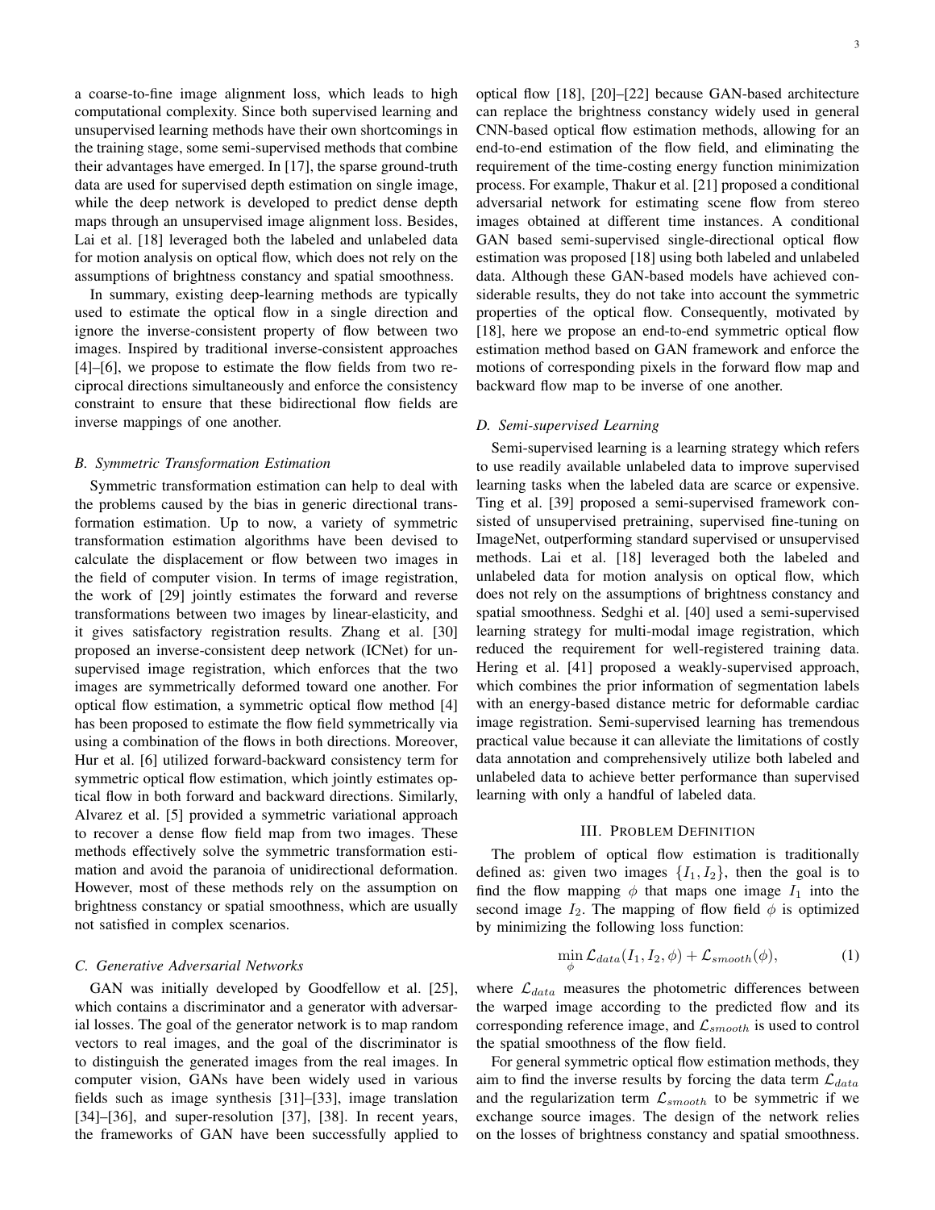a coarse-to-fine image alignment loss, which leads to high computational complexity. Since both supervised learning and unsupervised learning methods have their own shortcomings in the training stage, some semi-supervised methods that combine their advantages have emerged. In [17], the sparse ground-truth data are used for supervised depth estimation on single image, while the deep network is developed to predict dense depth maps through an unsupervised image alignment loss. Besides, Lai et al. [18] leveraged both the labeled and unlabeled data for motion analysis on optical flow, which does not rely on the assumptions of brightness constancy and spatial smoothness.

In summary, existing deep-learning methods are typically used to estimate the optical flow in a single direction and ignore the inverse-consistent property of flow between two images. Inspired by traditional inverse-consistent approaches [4]–[6], we propose to estimate the flow fields from two reciprocal directions simultaneously and enforce the consistency constraint to ensure that these bidirectional flow fields are inverse mappings of one another.

### *B. Symmetric Transformation Estimation*

Symmetric transformation estimation can help to deal with the problems caused by the bias in generic directional transformation estimation. Up to now, a variety of symmetric transformation estimation algorithms have been devised to calculate the displacement or flow between two images in the field of computer vision. In terms of image registration, the work of [29] jointly estimates the forward and reverse transformations between two images by linear-elasticity, and it gives satisfactory registration results. Zhang et al. [30] proposed an inverse-consistent deep network (ICNet) for unsupervised image registration, which enforces that the two images are symmetrically deformed toward one another. For optical flow estimation, a symmetric optical flow method [4] has been proposed to estimate the flow field symmetrically via using a combination of the flows in both directions. Moreover, Hur et al. [6] utilized forward-backward consistency term for symmetric optical flow estimation, which jointly estimates optical flow in both forward and backward directions. Similarly, Alvarez et al. [5] provided a symmetric variational approach to recover a dense flow field map from two images. These methods effectively solve the symmetric transformation estimation and avoid the paranoia of unidirectional deformation. However, most of these methods rely on the assumption on brightness constancy or spatial smoothness, which are usually not satisfied in complex scenarios.

### *C. Generative Adversarial Networks*

GAN was initially developed by Goodfellow et al. [25], which contains a discriminator and a generator with adversarial losses. The goal of the generator network is to map random vectors to real images, and the goal of the discriminator is to distinguish the generated images from the real images. In computer vision, GANs have been widely used in various fields such as image synthesis [31]–[33], image translation [34]–[36], and super-resolution [37], [38]. In recent years, the frameworks of GAN have been successfully applied to optical flow [18], [20]–[22] because GAN-based architecture can replace the brightness constancy widely used in general CNN-based optical flow estimation methods, allowing for an end-to-end estimation of the flow field, and eliminating the requirement of the time-costing energy function minimization process. For example, Thakur et al. [21] proposed a conditional adversarial network for estimating scene flow from stereo images obtained at different time instances. A conditional GAN based semi-supervised single-directional optical flow estimation was proposed [18] using both labeled and unlabeled data. Although these GAN-based models have achieved considerable results, they do not take into account the symmetric properties of the optical flow. Consequently, motivated by [18], here we propose an end-to-end symmetric optical flow estimation method based on GAN framework and enforce the motions of corresponding pixels in the forward flow map and backward flow map to be inverse of one another.

### *D. Semi-supervised Learning*

Semi-supervised learning is a learning strategy which refers to use readily available unlabeled data to improve supervised learning tasks when the labeled data are scarce or expensive. Ting et al. [39] proposed a semi-supervised framework consisted of unsupervised pretraining, supervised fine-tuning on ImageNet, outperforming standard supervised or unsupervised methods. Lai et al. [18] leveraged both the labeled and unlabeled data for motion analysis on optical flow, which does not rely on the assumptions of brightness constancy and spatial smoothness. Sedghi et al. [40] used a semi-supervised learning strategy for multi-modal image registration, which reduced the requirement for well-registered training data. Hering et al. [41] proposed a weakly-supervised approach, which combines the prior information of segmentation labels with an energy-based distance metric for deformable cardiac image registration. Semi-supervised learning has tremendous practical value because it can alleviate the limitations of costly data annotation and comprehensively utilize both labeled and unlabeled data to achieve better performance than supervised learning with only a handful of labeled data.

## III. Problem Definition

The problem of optical flow estimation is traditionally defined as: given two images $\{I_1, I_2\}$, then the goal is to find the flow mapping $\phi$ that maps one image $I_1$ into the second image $I_2$. The mapping of flow field $\phi$ is optimized by minimizing the following loss function:

$$\min_{\phi} \mathcal{L}_{data}(I_1, I_2, \phi) + \mathcal{L}_{smooth}(\phi), \tag{1}$$

where $\mathcal{L}_{data}$ measures the photometric differences between the warped image according to the predicted flow and its corresponding reference image, and $\mathcal{L}_{smooth}$ is used to control the spatial smoothness of the flow field.

For general symmetric optical flow estimation methods, they aim to find the inverse results by forcing the data term $\mathcal{L}_{data}$ and the regularization term $\mathcal{L}_{smooth}$ to be symmetric if we exchange source images. The design of the network relies on the losses of brightness constancy and spatial smoothness.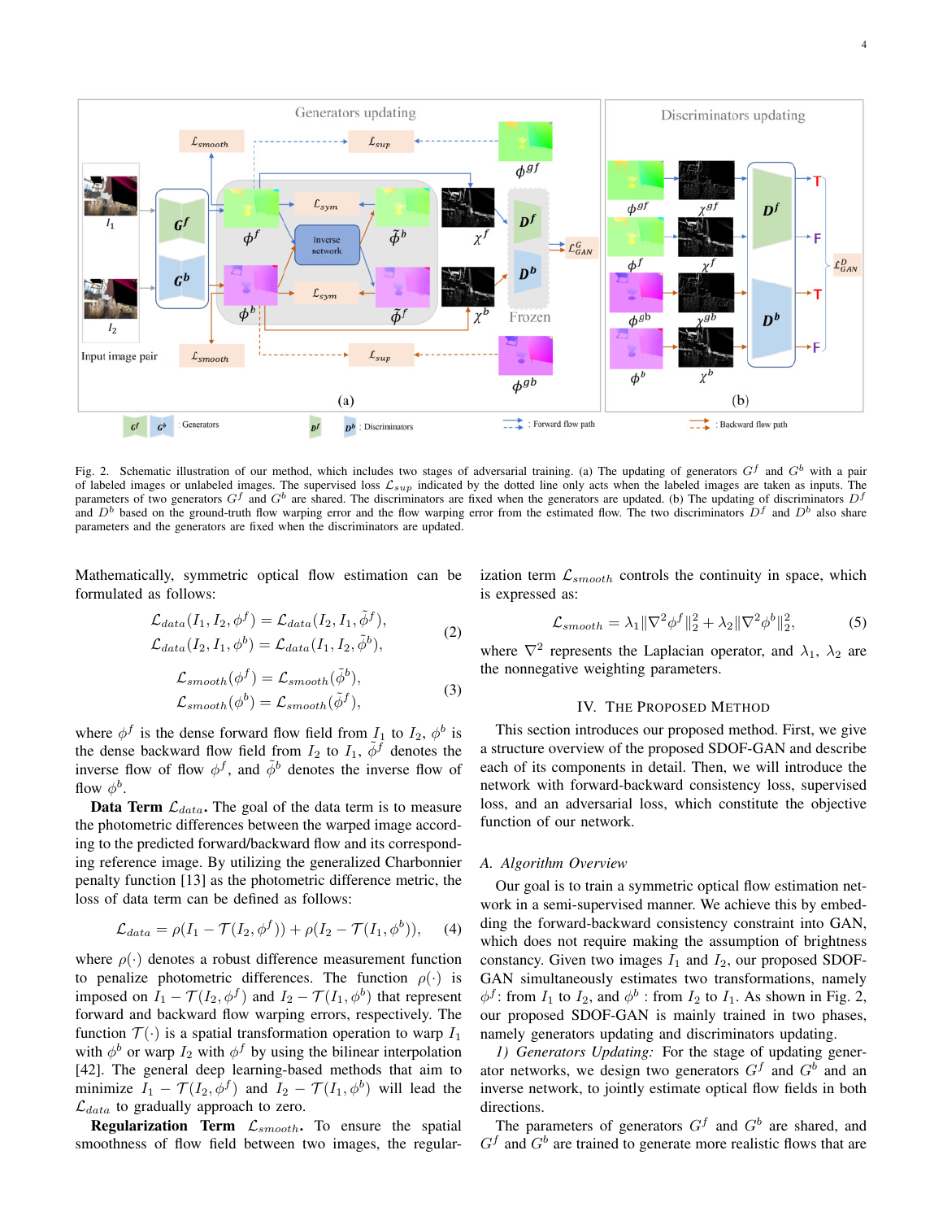Fig. 2. Schematic illustration of our method, which includes two stages of adversarial training. (a) The updating of generators $G^f$ and $G^b$ with a pair of labeled images or unlabeled images. The supervised loss $\mathcal{L}_{sup}$ indicated by the dotted line only acts when the labeled images are taken as inputs. The parameters of two generators $G^f$ and $G^b$ are shared. The discriminators are fixed when the generators are updated. (b) The updating of discriminators $D^f$ and $D^b$ based on the ground-truth flow warping error and the flow warping error from the estimated flow. The two discriminators $D^f$ and $D^b$ also share parameters and the generators are fixed when the discriminators are updated.

Mathematically, symmetric optical flow estimation can be formulated as follows:

$$\begin{aligned} \mathcal{L}_{data}(I_1, I_2, \phi^f) &= \mathcal{L}_{data}(I_2, I_1, \tilde{\phi}^f), \\ \mathcal{L}_{data}(I_2, I_1, \phi^b) &= \mathcal{L}_{data}(I_1, I_2, \tilde{\phi}^b), \end{aligned} \tag{2}$$

$$\begin{aligned} \mathcal{L}_{smooth}(\phi^f) &= \mathcal{L}_{smooth}(\tilde{\phi}^b), \\ \mathcal{L}_{smooth}(\phi^b) &= \mathcal{L}_{smooth}(\tilde{\phi}^f), \end{aligned} \tag{3}$$

where $\phi^f$ is the dense forward flow field from $I_1$ to $I_2$, $\phi^b$ is the dense backward flow field from $I_2$ to $I_1$, $\tilde{\phi}^f$ denotes the inverse flow of flow $\phi^f$, and $\tilde{\phi}^b$ denotes the inverse flow of flow $\phi^b$.

**Data Term $\mathcal{L}_{data}$.** The goal of the data term is to measure the photometric differences between the warped image according to the predicted forward/backward flow and its corresponding reference image. By utilizing the generalized Charbonnier penalty function [13] as the photometric difference metric, the loss of data term can be defined as follows:

$$\mathcal{L}_{data} = \rho(I_1 - \mathcal{T}(I_2, \phi^f)) + \rho(I_2 - \mathcal{T}(I_1, \phi^b)), \tag{4}$$

where $\rho(\cdot)$ denotes a robust difference measurement function to penalize photometric differences. The function $\rho(\cdot)$ is imposed on $I_1 - \mathcal{T}(I_2, \phi^f)$ and $I_2 - \mathcal{T}(I_1, \phi^b)$ that represent forward and backward flow warping errors, respectively. The function $\mathcal{T}(\cdot)$ is a spatial transformation operation to warp $I_1$ with $\phi^b$ or warp $I_2$ with $\phi^f$ by using the bilinear interpolation [42]. The general deep learning-based methods that aim to minimize $I_1 - \mathcal{T}(I_2, \phi^f)$ and $I_2 - \mathcal{T}(I_1, \phi^b)$ will lead the $\mathcal{L}_{data}$ to gradually approach to zero.

**Regularization Term $\mathcal{L}_{smooth}$.** To ensure the spatial smoothness of flow field between two images, the regularization term $\mathcal{L}_{smooth}$ controls the continuity in space, which is expressed as:

$$\mathcal{L}_{smooth} = \lambda_1 \|\nabla^2 \phi^f\|_2^2 + \lambda_2 \|\nabla^2 \phi^b\|_2^2, \tag{5}$$

where $\nabla^2$ represents the Laplacian operator, and $\lambda_1$, $\lambda_2$ are the nonnegative weighting parameters.

## IV. The Proposed Method

This section introduces our proposed method. First, we give a structure overview of the proposed SDOF-GAN and describe each of its components in detail. Then, we will introduce the network with forward-backward consistency loss, supervised loss, and an adversarial loss, which constitute the objective function of our network.

### *A. Algorithm Overview*

Our goal is to train a symmetric optical flow estimation network in a semi-supervised manner. We achieve this by embedding the forward-backward consistency constraint into GAN, which does not require making the assumption of brightness constancy. Given two images $I_1$ and $I_2$, our proposed SDOF-GAN simultaneously estimates two transformations, namely $\phi^f$: from $I_1$ to $I_2$, and $\phi^b$ : from $I_2$ to $I_1$. As shown in Fig. 2, our proposed SDOF-GAN is mainly trained in two phases, namely generators updating and discriminators updating.

*1) Generators Updating:* For the stage of updating generator networks, we design two generators $G^f$ and $G^b$ and an inverse network, to jointly estimate optical flow fields in both directions.

The parameters of generators $G^f$ and $G^b$ are shared, and $G^f$ and $G^b$ are trained to generate more realistic flows that are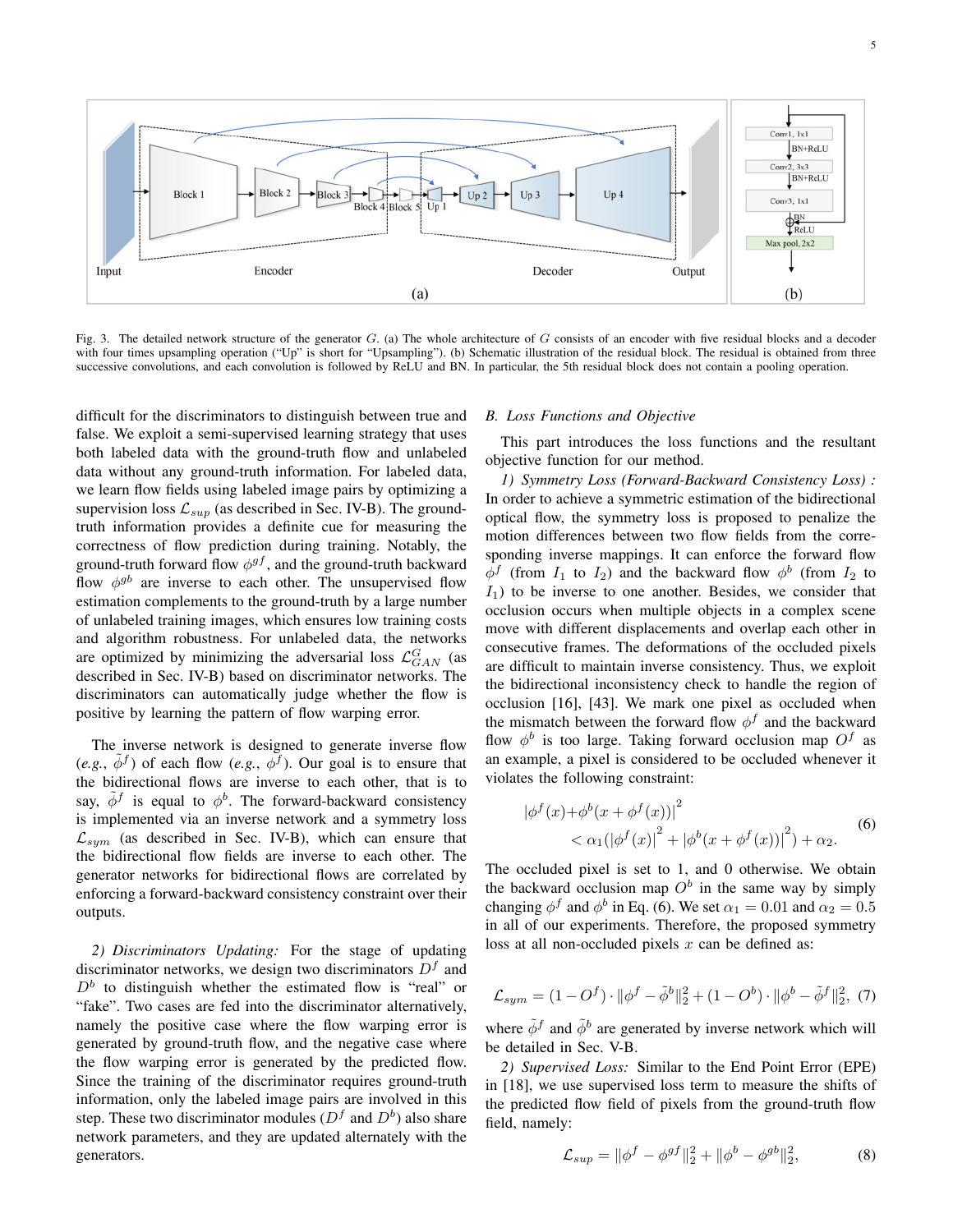Fig. 3. The detailed network structure of the generator $G$. (a) The whole architecture of $G$ consists of an encoder with five residual blocks and a decoder with four times upsampling operation ("Up" is short for "Upsampling"). (b) Schematic illustration of the residual block. The residual is obtained from three successive convolutions, and each convolution is followed by ReLU and BN. In particular, the 5th residual block does not contain a pooling operation.

difficult for the discriminators to distinguish between true and false. We exploit a semi-supervised learning strategy that uses both labeled data with the ground-truth flow and unlabeled data without any ground-truth information. For labeled data, we learn flow fields using labeled image pairs by optimizing a supervision loss $\mathcal{L}_{sup}$ (as described in Sec. IV-B). The ground-truth information provides a definite cue for measuring the correctness of flow prediction during training. Notably, the ground-truth forward flow $\phi^{gf}$, and the ground-truth backward flow $\phi^{gb}$ are inverse to each other. The unsupervised flow estimation complements to the ground-truth by a large number of unlabeled training images, which ensures low training costs and algorithm robustness. For unlabeled data, the networks are optimized by minimizing the adversarial loss $\mathcal{L}^G_{GAN}$ (as described in Sec. IV-B) based on discriminator networks. The discriminators can automatically judge whether the flow is positive by learning the pattern of flow warping error.

The inverse network is designed to generate inverse flow (*e.g.*, $\tilde{\phi}^f$) of each flow (*e.g.*, $\phi^f$). Our goal is to ensure that the bidirectional flows are inverse to each other, that is to say, $\tilde{\phi}^f$ is equal to $\phi^b$. The forward-backward consistency is implemented via an inverse network and a symmetry loss $\mathcal{L}_{sym}$ (as described in Sec. IV-B), which can ensure that the bidirectional flow fields are inverse to each other. The generator networks for bidirectional flows are correlated by enforcing a forward-backward consistency constraint over their outputs.

*2) Discriminators Updating:* For the stage of updating discriminator networks, we design two discriminators $D^f$ and $D^b$ to distinguish whether the estimated flow is "real" or "fake". Two cases are fed into the discriminator alternatively, namely the positive case where the flow warping error is generated by ground-truth flow, and the negative case where the flow warping error is generated by the predicted flow. Since the training of the discriminator requires ground-truth information, only the labeled image pairs are involved in this step. These two discriminator modules ($D^f$ and $D^b$) also share network parameters, and they are updated alternately with the generators.

### B. Loss Functions and Objective

This part introduces the loss functions and the resultant objective function for our method.

*1) Symmetry Loss (Forward-Backward Consistency Loss) :* In order to achieve a symmetric estimation of the bidirectional optical flow, the symmetry loss is proposed to penalize the motion differences between two flow fields from the corresponding inverse mappings. It can enforce the forward flow $\phi^f$ (from $I_1$ to $I_2$) and the backward flow $\phi^b$ (from $I_2$ to $I_1$) to be inverse to one another. Besides, we consider that occlusion occurs when multiple objects in a complex scene move with different displacements and overlap each other in consecutive frames. The deformations of the occluded pixels are difficult to maintain inverse consistency. Thus, we exploit the bidirectional inconsistency check to handle the region of occlusion [16], [43]. We mark one pixel as occluded when the mismatch between the forward flow $\phi^f$ and the backward flow $\phi^b$ is too large. Taking forward occlusion map $O^f$ as an example, a pixel is considered to be occluded whenever it violates the following constraint:

$$
\begin{aligned}
&|\phi^f(x)+\phi^b(x+\phi^f(x))|^2 \\
&\qquad < \alpha_1(|\phi^f(x)|^2+|\phi^b(x+\phi^f(x))|^2)+\alpha_2.
\end{aligned} \tag{6}
$$

The occluded pixel is set to 1, and 0 otherwise. We obtain the backward occlusion map $O^b$ in the same way by simply changing $\phi^f$ and $\phi^b$ in Eq. (6). We set $\alpha_1 = 0.01$ and $\alpha_2 = 0.5$ in all of our experiments. Therefore, the proposed symmetry loss at all non-occluded pixels $x$ can be defined as:

$$
\mathcal{L}_{sym} = (1-O^f)\cdot\|\phi^f-\tilde{\phi}^b\|_2^2 + (1-O^b)\cdot\|\phi^b-\tilde{\phi}^f\|_2^2, \tag{7}
$$

where $\tilde{\phi}^f$ and $\tilde{\phi}^b$ are generated by inverse network which will be detailed in Sec. V-B.

*2) Supervised Loss:* Similar to the End Point Error (EPE) in [18], we use supervised loss term to measure the shifts of the predicted flow field of pixels from the ground-truth flow field, namely:

$$
\mathcal{L}_{sup} = \|\phi^f-\phi^{gf}\|_2^2 + \|\phi^b-\phi^{gb}\|_2^2, \tag{8}
$$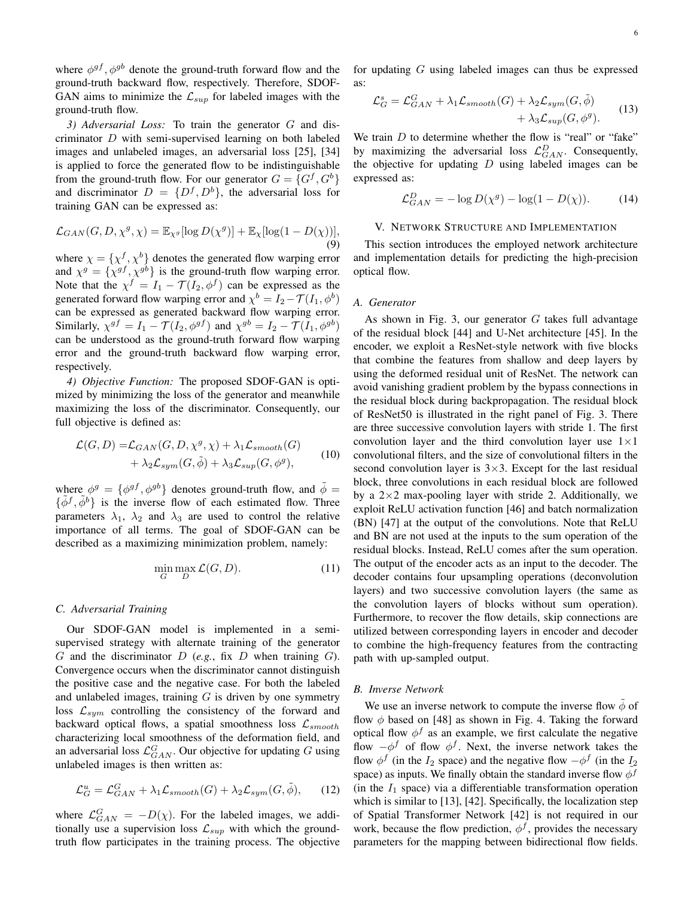where $\phi^{gf}, \phi^{gb}$ denote the ground-truth forward flow and the ground-truth backward flow, respectively. Therefore, SDOF-GAN aims to minimize the $\mathcal{L}_{sup}$ for labeled images with the ground-truth flow.

*3) Adversarial Loss:* To train the generator $G$ and discriminator $D$ with semi-supervised learning on both labeled images and unlabeled images, an adversarial loss [25], [34] is applied to force the generated flow to be indistinguishable from the ground-truth flow. For our generator $G = \{G^f, G^b\}$ and discriminator $D = \{D^f, D^b\}$, the adversarial loss for training GAN can be expressed as:

$$\mathcal{L}_{GAN}(G, D, \chi^g, \chi) = \mathbb{E}_{\chi^g}[\log D(\chi^g)] + \mathbb{E}_{\chi}[\log(1 - D(\chi))], \tag{9}$$

where $\chi = \{\chi^f, \chi^b\}$ denotes the generated flow warping error and $\chi^g = \{\chi^{gf}, \chi^{gb}\}$ is the ground-truth flow warping error. Note that the $\chi^f = I_1 - \mathcal{T}(I_2, \phi^f)$ can be expressed as the generated forward flow warping error and $\chi^b = I_2 - \mathcal{T}(I_1, \phi^b)$ can be expressed as generated backward flow warping error. Similarly, $\chi^{gf} = I_1 - \mathcal{T}(I_2, \phi^{gf})$ and $\chi^{gb} = I_2 - \mathcal{T}(I_1, \phi^{gb})$ can be understood as the ground-truth forward flow warping error and the ground-truth backward flow warping error, respectively.

*4) Objective Function:* The proposed SDOF-GAN is optimized by minimizing the loss of the generator and meanwhile maximizing the loss of the discriminator. Consequently, our full objective is defined as:

$$\begin{aligned}\mathcal{L}(G, D) =& \mathcal{L}_{GAN}(G, D, \chi^g, \chi) + \lambda_1 \mathcal{L}_{smooth}(G) \\ &+ \lambda_2 \mathcal{L}_{sym}(G, \tilde{\phi}) + \lambda_3 \mathcal{L}_{sup}(G, \phi^g),\end{aligned} \tag{10}$$

where $\phi^g = \{\phi^{gf}, \phi^{gb}\}$ denotes ground-truth flow, and $\tilde{\phi} = \{\tilde{\phi}^f, \tilde{\phi}^b\}$ is the inverse flow of each estimated flow. Three parameters $\lambda_1$, $\lambda_2$ and $\lambda_3$ are used to control the relative importance of all terms. The goal of SDOF-GAN can be described as a maximizing minimization problem, namely:

$$\min_G \max_D \mathcal{L}(G, D). \tag{11}$$

### C. Adversarial Training

Our SDOF-GAN model is implemented in a semi-supervised strategy with alternate training of the generator $G$ and the discriminator $D$ (*e.g.*, fix $D$ when training $G$). Convergence occurs when the discriminator cannot distinguish the positive case and the negative case. For both the labeled and unlabeled images, training $G$ is driven by one symmetry loss $\mathcal{L}_{sym}$ controlling the consistency of the forward and backward optical flows, a spatial smoothness loss $\mathcal{L}_{smooth}$ characterizing local smoothness of the deformation field, and an adversarial loss $\mathcal{L}^G_{GAN}$. Our objective for updating $G$ using unlabeled images is then written as:

$$\mathcal{L}^u_G = \mathcal{L}^G_{GAN} + \lambda_1 \mathcal{L}_{smooth}(G) + \lambda_2 \mathcal{L}_{sym}(G, \tilde{\phi}), \tag{12}$$

where $\mathcal{L}^G_{GAN} = -D(\chi)$. For the labeled images, we additionally use a supervision loss $\mathcal{L}_{sup}$ with which the ground-truth flow participates in the training process. The objective for updating $G$ using labeled images can thus be expressed as:

$$\begin{aligned}\mathcal{L}^s_G = \mathcal{L}^G_{GAN} + \lambda_1 \mathcal{L}_{smooth}(G) + \lambda_2 \mathcal{L}_{sym}(G, \tilde{\phi}) \\ + \lambda_3 \mathcal{L}_{sup}(G, \phi^g).\end{aligned} \tag{13}$$

We train $D$ to determine whether the flow is "real" or "fake" by maximizing the adversarial loss $\mathcal{L}^D_{GAN}$. Consequently, the objective for updating $D$ using labeled images can be expressed as:

$$\mathcal{L}^D_{GAN} = -\log D(\chi^g) - \log(1 - D(\chi)). \tag{14}$$

## V. Network Structure and Implementation

This section introduces the employed network architecture and implementation details for predicting the high-precision optical flow.

### A. Generator

As shown in Fig. 3, our generator $G$ takes full advantage of the residual block [44] and U-Net architecture [45]. In the encoder, we exploit a ResNet-style network with five blocks that combine the features from shallow and deep layers by using the deformed residual unit of ResNet. The network can avoid vanishing gradient problem by the bypass connections in the residual block during backpropagation. The residual block of ResNet50 is illustrated in the right panel of Fig. 3. There are three successive convolution layers with stride 1. The first convolution layer and the third convolution layer use 1×1 convolutional filters, and the size of convolutional filters in the second convolution layer is 3×3. Except for the last residual block, three convolutions in each residual block are followed by a 2×2 max-pooling layer with stride 2. Additionally, we exploit ReLU activation function [46] and batch normalization (BN) [47] at the output of the convolutions. Note that ReLU and BN are not used at the inputs to the sum operation of the residual blocks. Instead, ReLU comes after the sum operation. The output of the encoder acts as an input to the decoder. The decoder contains four upsampling operations (deconvolution layers) and two successive convolution layers (the same as the convolution layers of blocks without sum operation). Furthermore, to recover the flow details, skip connections are utilized between corresponding layers in encoder and decoder to combine the high-frequency features from the contracting path with up-sampled output.

### B. Inverse Network

We use an inverse network to compute the inverse flow $\tilde{\phi}$ of flow $\phi$ based on [48] as shown in Fig. 4. Taking the forward optical flow $\phi^f$ as an example, we first calculate the negative flow $-\phi^f$ of flow $\phi^f$. Next, the inverse network takes the flow $\phi^f$ (in the $I_2$ space) and the negative flow $-\phi^f$ (in the $I_2$ space) as inputs. We finally obtain the standard inverse flow $\tilde{\phi^f}$ (in the $I_1$ space) via a differentiable transformation operation which is similar to [13], [42]. Specifically, the localization step of Spatial Transformer Network [42] is not required in our work, because the flow prediction, $\phi^f$, provides the necessary parameters for the mapping between bidirectional flow fields.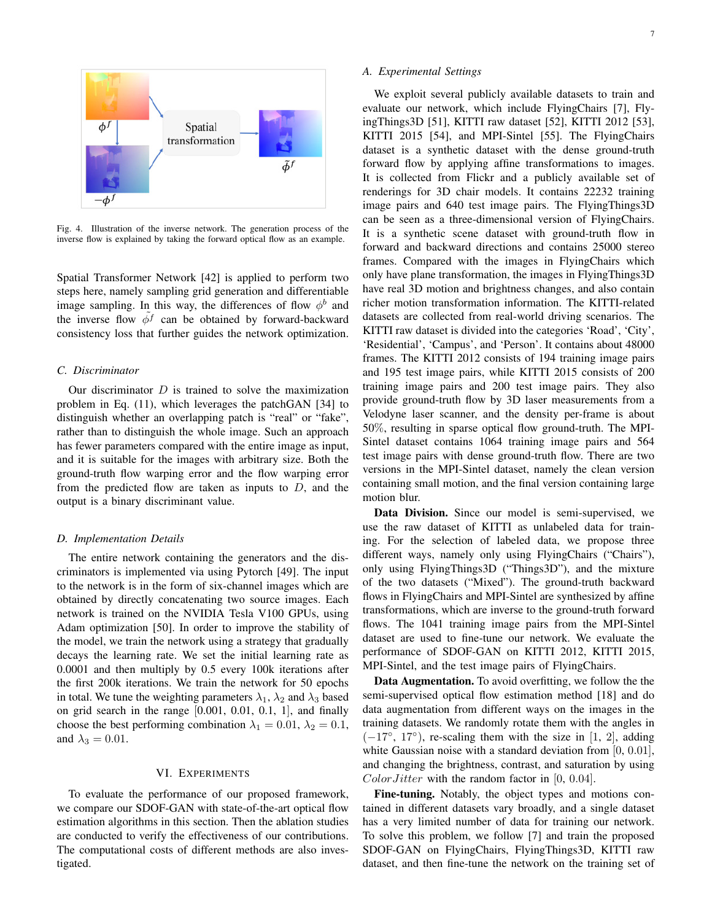Fig. 4. Illustration of the inverse network. The generation process of the inverse flow is explained by taking the forward optical flow as an example.

Spatial Transformer Network [42] is applied to perform two steps here, namely sampling grid generation and differentiable image sampling. In this way, the differences of flow $\phi^b$ and the inverse flow $\tilde{\phi}^f$ can be obtained by forward-backward consistency loss that further guides the network optimization.

### C. Discriminator

Our discriminator $D$ is trained to solve the maximization problem in Eq. (11), which leverages the patchGAN [34] to distinguish whether an overlapping patch is "real" or "fake", rather than to distinguish the whole image. Such an approach has fewer parameters compared with the entire image as input, and it is suitable for the images with arbitrary size. Both the ground-truth flow warping error and the flow warping error from the predicted flow are taken as inputs to $D$, and the output is a binary discriminant value.

### D. Implementation Details

The entire network containing the generators and the discriminators is implemented via using Pytorch [49]. The input to the network is in the form of six-channel images which are obtained by directly concatenating two source images. Each network is trained on the NVIDIA Tesla V100 GPUs, using Adam optimization [50]. In order to improve the stability of the model, we train the network using a strategy that gradually decays the learning rate. We set the initial learning rate as 0.0001 and then multiply by 0.5 every 100k iterations after the first 200k iterations. We train the network for 50 epochs in total. We tune the weighting parameters $\lambda_1$, $\lambda_2$ and $\lambda_3$ based on grid search in the range $[0.001,\ 0.01,\ 0.1,\ 1]$, and finally choose the best performing combination $\lambda_1 = 0.01$, $\lambda_2 = 0.1$, and $\lambda_3 = 0.01$.

## VI. Experiments

To evaluate the performance of our proposed framework, we compare our SDOF-GAN with state-of-the-art optical flow estimation algorithms in this section. Then the ablation studies are conducted to verify the effectiveness of our contributions. The computational costs of different methods are also investigated.

### A. Experimental Settings

We exploit several publicly available datasets to train and evaluate our network, which include FlyingChairs [7], FlyingThings3D [51], KITTI raw dataset [52], KITTI 2012 [53], KITTI 2015 [54], and MPI-Sintel [55]. The FlyingChairs dataset is a synthetic dataset with the dense ground-truth forward flow by applying affine transformations to images. It is collected from Flickr and a publicly available set of renderings for 3D chair models. It contains 22232 training image pairs and 640 test image pairs. The FlyingThings3D can be seen as a three-dimensional version of FlyingChairs. It is a synthetic scene dataset with ground-truth flow in forward and backward directions and contains 25000 stereo frames. Compared with the images in FlyingChairs which only have plane transformation, the images in FlyingThings3D have real 3D motion and brightness changes, and also contain richer motion transformation information. The KITTI-related datasets are collected from real-world driving scenarios. The KITTI raw dataset is divided into the categories 'Road', 'City', 'Residential', 'Campus', and 'Person'. It contains about 48000 frames. The KITTI 2012 consists of 194 training image pairs and 195 test image pairs, while KITTI 2015 consists of 200 training image pairs and 200 test image pairs. They also provide ground-truth flow by 3D laser measurements from a Velodyne laser scanner, and the density per-frame is about 50%, resulting in sparse optical flow ground-truth. The MPI-Sintel dataset contains 1064 training image pairs and 564 test image pairs with dense ground-truth flow. There are two versions in the MPI-Sintel dataset, namely the clean version containing small motion, and the final version containing large motion blur.

**Data Division.** Since our model is semi-supervised, we use the raw dataset of KITTI as unlabeled data for training. For the selection of labeled data, we propose three different ways, namely only using FlyingChairs ("Chairs"), only using FlyingThings3D ("Things3D"), and the mixture of the two datasets ("Mixed"). The ground-truth backward flows in FlyingChairs and MPI-Sintel are synthesized by affine transformations, which are inverse to the ground-truth forward flows. The 1041 training image pairs from the MPI-Sintel dataset are used to fine-tune our network. We evaluate the performance of SDOF-GAN on KITTI 2012, KITTI 2015, MPI-Sintel, and the test image pairs of FlyingChairs.

**Data Augmentation.** To avoid overfitting, we follow the the semi-supervised optical flow estimation method [18] and do data augmentation from different ways on the images in the training datasets. We randomly rotate them with the angles in $(-17°,\ 17°)$, re-scaling them with the size in $[1,\ 2]$, adding white Gaussian noise with a standard deviation from $[0,\ 0.01]$, and changing the brightness, contrast, and saturation by using $ColorJitter$ with the random factor in $[0,\ 0.04]$.

**Fine-tuning.** Notably, the object types and motions contained in different datasets vary broadly, and a single dataset has a very limited number of data for training our network. To solve this problem, we follow [7] and train the proposed SDOF-GAN on FlyingChairs, FlyingThings3D, KITTI raw dataset, and then fine-tune the network on the training set of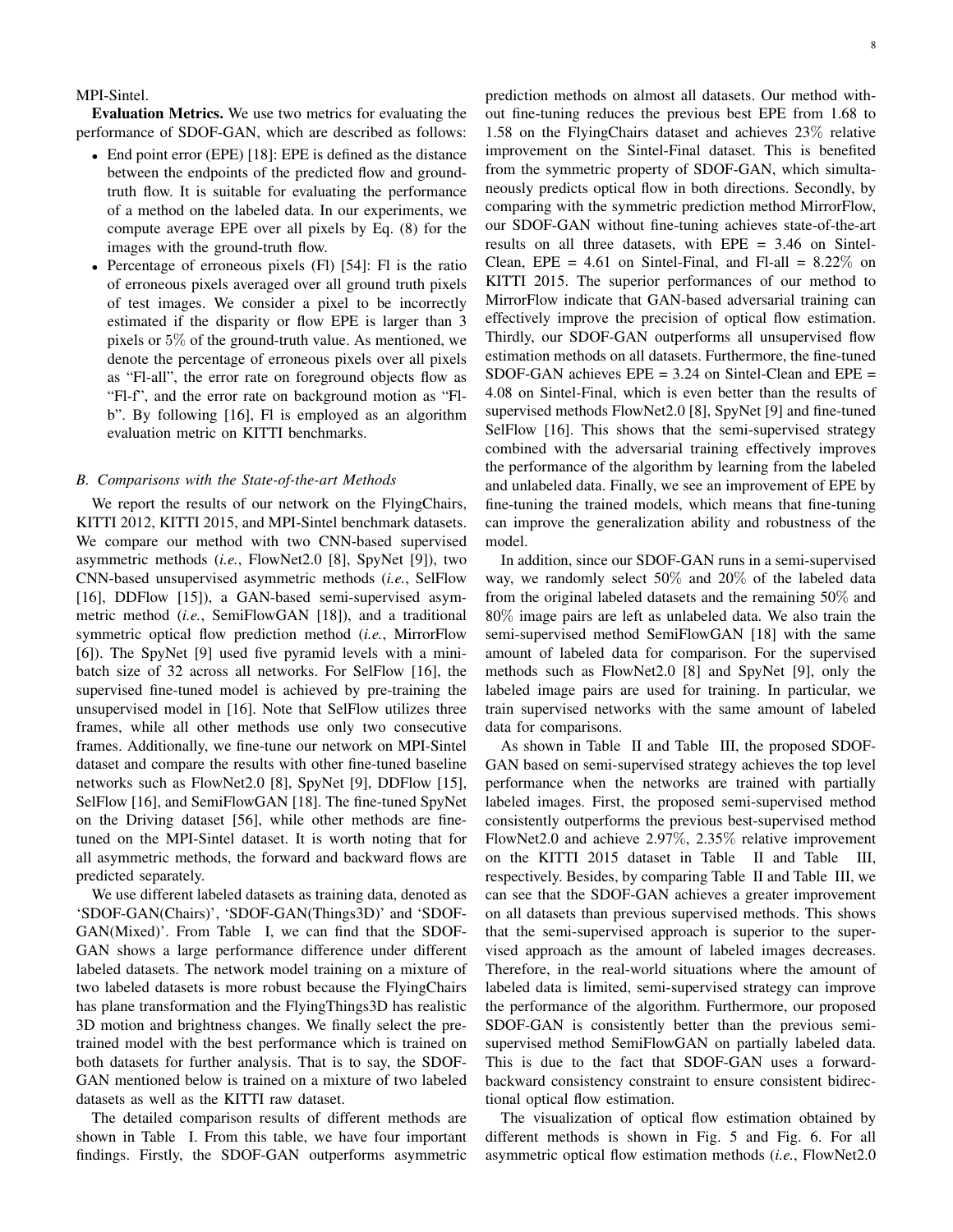MPI-Sintel.

**Evaluation Metrics.** We use two metrics for evaluating the performance of SDOF-GAN, which are described as follows:

- End point error (EPE) [18]: EPE is defined as the distance between the endpoints of the predicted flow and ground-truth flow. It is suitable for evaluating the performance of a method on the labeled data. In our experiments, we compute average EPE over all pixels by Eq. (8) for the images with the ground-truth flow.
- Percentage of erroneous pixels (Fl) [54]: Fl is the ratio of erroneous pixels averaged over all ground truth pixels of test images. We consider a pixel to be incorrectly estimated if the disparity or flow EPE is larger than 3 pixels or $5\%$ of the ground-truth value. As mentioned, we denote the percentage of erroneous pixels over all pixels as "Fl-all", the error rate on foreground objects flow as "Fl-f", and the error rate on background motion as "Fl-b". By following [16], Fl is employed as an algorithm evaluation metric on KITTI benchmarks.

### B. Comparisons with the State-of-the-art Methods

We report the results of our network on the FlyingChairs, KITTI 2012, KITTI 2015, and MPI-Sintel benchmark datasets. We compare our method with two CNN-based supervised asymmetric methods (*i.e.*, FlowNet2.0 [8], SpyNet [9]), two CNN-based unsupervised asymmetric methods (*i.e.*, SelFlow [16], DDFlow [15]), a GAN-based semi-supervised asymmetric method (*i.e.*, SemiFlowGAN [18]), and a traditional symmetric optical flow prediction method (*i.e.*, MirrorFlow [6]). The SpyNet [9] used five pyramid levels with a mini-batch size of 32 across all networks. For SelFlow [16], the supervised fine-tuned model is achieved by pre-training the unsupervised model in [16]. Note that SelFlow utilizes three frames, while all other methods use only two consecutive frames. Additionally, we fine-tune our network on MPI-Sintel dataset and compare the results with other fine-tuned baseline networks such as FlowNet2.0 [8], SpyNet [9], DDFlow [15], SelFlow [16], and SemiFlowGAN [18]. The fine-tuned SpyNet on the Driving dataset [56], while other methods are fine-tuned on the MPI-Sintel dataset. It is worth noting that for all asymmetric methods, the forward and backward flows are predicted separately.

We use different labeled datasets as training data, denoted as 'SDOF-GAN(Chairs)', 'SDOF-GAN(Things3D)' and 'SDOF-GAN(Mixed)'. From Table I, we can find that the SDOF-GAN shows a large performance difference under different labeled datasets. The network model training on a mixture of two labeled datasets is more robust because the FlyingChairs has plane transformation and the FlyingThings3D has realistic 3D motion and brightness changes. We finally select the pre-trained model with the best performance which is trained on both datasets for further analysis. That is to say, the SDOF-GAN mentioned below is trained on a mixture of two labeled datasets as well as the KITTI raw dataset.

The detailed comparison results of different methods are shown in Table I. From this table, we have four important findings. Firstly, the SDOF-GAN outperforms asymmetric prediction methods on almost all datasets. Our method without fine-tuning reduces the previous best EPE from 1.68 to 1.58 on the FlyingChairs dataset and achieves $23\%$ relative improvement on the Sintel-Final dataset. This is benefited from the symmetric property of SDOF-GAN, which simultaneously predicts optical flow in both directions. Secondly, by comparing with the symmetric prediction method MirrorFlow, our SDOF-GAN without fine-tuning achieves state-of-the-art results on all three datasets, with EPE = 3.46 on Sintel-Clean, EPE = 4.61 on Sintel-Final, and Fl-all = $8.22\%$ on KITTI 2015. The superior performances of our method to MirrorFlow indicate that GAN-based adversarial training can effectively improve the precision of optical flow estimation. Thirdly, our SDOF-GAN outperforms all unsupervised flow estimation methods on all datasets. Furthermore, the fine-tuned SDOF-GAN achieves EPE = 3.24 on Sintel-Clean and EPE = 4.08 on Sintel-Final, which is even better than the results of supervised methods FlowNet2.0 [8], SpyNet [9] and fine-tuned SelFlow [16]. This shows that the semi-supervised strategy combined with the adversarial training effectively improves the performance of the algorithm by learning from the labeled and unlabeled data. Finally, we see an improvement of EPE by fine-tuning the trained models, which means that fine-tuning can improve the generalization ability and robustness of the model.

In addition, since our SDOF-GAN runs in a semi-supervised way, we randomly select $50\%$ and $20\%$ of the labeled data from the original labeled datasets and the remaining $50\%$ and $80\%$ image pairs are left as unlabeled data. We also train the semi-supervised method SemiFlowGAN [18] with the same amount of labeled data for comparison. For the supervised methods such as FlowNet2.0 [8] and SpyNet [9], only the labeled image pairs are used for training. In particular, we train supervised networks with the same amount of labeled data for comparisons.

As shown in Table II and Table III, the proposed SDOF-GAN based on semi-supervised strategy achieves the top level performance when the networks are trained with partially labeled images. First, the proposed semi-supervised method consistently outperforms the previous best-supervised method FlowNet2.0 and achieve $2.97\%$, $2.35\%$ relative improvement on the KITTI 2015 dataset in Table II and Table III, respectively. Besides, by comparing Table II and Table III, we can see that the SDOF-GAN achieves a greater improvement on all datasets than previous supervised methods. This shows that the semi-supervised approach is superior to the supervised approach as the amount of labeled images decreases. Therefore, in the real-world situations where the amount of labeled data is limited, semi-supervised strategy can improve the performance of the algorithm. Furthermore, our proposed SDOF-GAN is consistently better than the previous semi-supervised method SemiFlowGAN on partially labeled data. This is due to the fact that SDOF-GAN uses a forward-backward consistency constraint to ensure consistent bidirectional optical flow estimation.

The visualization of optical flow estimation obtained by different methods is shown in Fig. 5 and Fig. 6. For all asymmetric optical flow estimation methods (*i.e.*, FlowNet2.0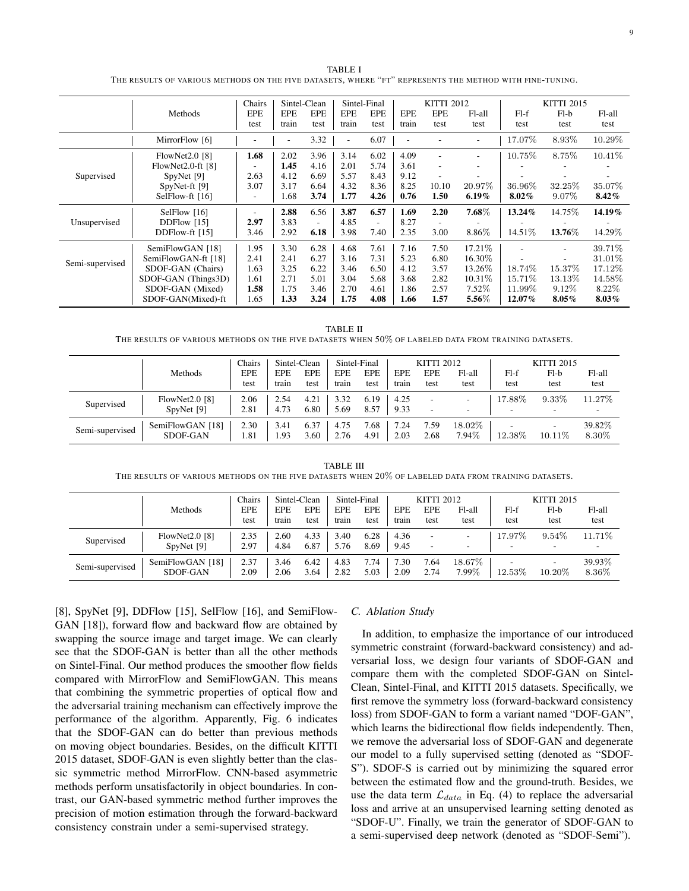TABLE I
THE RESULTS OF VARIOUS METHODS ON THE FIVE DATASETS, WHERE "FT" REPRESENTS THE METHOD WITH FINE-TUNING.

| | Methods | Chairs | Sintel-Clean | | Sintel-Final | | KITTI 2012 | | | KITTI 2015 | | |
|---|---|---|---|---|---|---|---|---|---|---|---|---|
| | | EPE test | EPE train | EPE test | EPE train | EPE test | EPE train | EPE test | Fl-all test | Fl-f test | Fl-b test | Fl-all test |
| | MirrorFlow [6] | - | - | 3.32 | - | 6.07 | - | - | - | 17.07% | 8.93% | 10.29% |
| Supervised | FlowNet2.0 [8] | **1.68** | 2.02 | 3.96 | 3.14 | 6.02 | 4.09 | - | - | 10.75% | 8.75% | 10.41% |
| | FlowNet2.0-ft [8] | - | **1.45** | 4.16 | 2.01 | 5.74 | 3.61 | - | - | - | - | - |
| | SpyNet [9] | 2.63 | 4.12 | 6.69 | 5.57 | 8.43 | 9.12 | - | - | - | - | - |
| | SpyNet-ft [9] | 3.07 | 3.17 | 6.64 | 4.32 | 8.36 | 8.25 | 10.10 | 20.97% | 36.96% | 32.25% | 35.07% |
| | SelFlow-ft [16] | - | 1.68 | **3.74** | **1.77** | **4.26** | **0.76** | **1.50** | **6.19%** | **8.02%** | 9.07% | **8.42%** |
| Unsupervised | SelFlow [16] | - | **2.88** | 6.56 | **3.87** | **6.57** | **1.69** | **2.20** | **7.68%** | **13.24%** | 14.75% | **14.19%** |
| | DDFlow [15] | **2.97** | 3.83 | - | 4.85 | - | 8.27 | - | - | - | - | - |
| | DDFlow-ft [15] | 3.46 | 2.92 | **6.18** | 3.98 | 7.40 | 2.35 | 3.00 | 8.86% | 14.51% | **13.76%** | 14.29% |
| Semi-supervised | SemiFlowGAN [18] | 1.95 | 3.30 | 6.28 | 4.68 | 7.61 | 7.16 | 7.50 | 17.21% | - | - | 39.71% |
| | SemiFlowGAN-ft [18] | 2.41 | 2.41 | 6.27 | 3.16 | 7.31 | 5.23 | 6.80 | 16.30% | - | - | 31.01% |
| | SDOF-GAN (Chairs) | 1.63 | 3.25 | 6.22 | 3.46 | 6.50 | 4.12 | 3.57 | 13.26% | 18.74% | 15.37% | 17.12% |
| | SDOF-GAN (Things3D) | 1.61 | 2.71 | 5.01 | 3.04 | 5.68 | 3.68 | 2.82 | 10.31% | 15.71% | 13.13% | 14.58% |
| | SDOF-GAN (Mixed) | **1.58** | 1.75 | 3.46 | 2.70 | 4.61 | 1.86 | 2.57 | 7.52% | 11.99% | 9.12% | 8.22% |
| | SDOF-GAN(Mixed)-ft | 1.65 | **1.33** | **3.24** | **1.75** | **4.08** | **1.66** | **1.57** | **5.56%** | **12.07%** | **8.05%** | **8.03%** |

TABLE II
THE RESULTS OF VARIOUS METHODS ON THE FIVE DATASETS WHEN 50% OF LABELED DATA FROM TRAINING DATASETS.

| | Methods | Chairs | Sintel-Clean | | Sintel-Final | | KITTI 2012 | | | KITTI 2015 | | |
|---|---|---|---|---|---|---|---|---|---|---|---|---|
| | | EPE test | EPE train | EPE test | EPE train | EPE test | EPE train | EPE test | Fl-all test | Fl-f test | Fl-b test | Fl-all test |
| Supervised | FlowNet2.0 [8] | 2.06 | 2.54 | 4.21 | 3.32 | 6.19 | 4.25 | - | - | 17.88% | 9.33% | 11.27% |
| | SpyNet [9] | 2.81 | 4.73 | 6.80 | 5.69 | 8.57 | 9.33 | - | - | - | - | - |
| Semi-supervised | SemiFlowGAN [18] | 2.30 | 3.41 | 6.37 | 4.75 | 7.68 | 7.24 | 7.59 | 18.02% | - | - | 39.82% |
| | SDOF-GAN | 1.81 | 1.93 | 3.60 | 2.76 | 4.91 | 2.03 | 2.68 | 7.94% | 12.38% | 10.11% | 8.30% |

TABLE III
THE RESULTS OF VARIOUS METHODS ON THE FIVE DATASETS WHEN 20% OF LABELED DATA FROM TRAINING DATASETS.

| | Methods | Chairs | Sintel-Clean | | Sintel-Final | | KITTI 2012 | | | KITTI 2015 | | |
|---|---|---|---|---|---|---|---|---|---|---|---|---|
| | | EPE test | EPE train | EPE test | EPE train | EPE test | EPE train | EPE test | Fl-all test | Fl-f test | Fl-b test | Fl-all test |
| Supervised | FlowNet2.0 [8] | 2.35 | 2.60 | 4.33 | 3.40 | 6.28 | 4.36 | - | - | 17.97% | 9.54% | 11.71% |
| | SpyNet [9] | 2.97 | 4.84 | 6.87 | 5.76 | 8.69 | 9.45 | - | - | - | - | - |
| Semi-supervised | SemiFlowGAN [18] | 2.37 | 3.46 | 6.42 | 4.83 | 7.74 | 7.30 | 7.64 | 18.67% | - | - | 39.93% |
| | SDOF-GAN | 2.09 | 2.06 | 3.64 | 2.82 | 5.03 | 2.09 | 2.74 | 7.99% | 12.53% | 10.20% | 8.36% |

[8], SpyNet [9], DDFlow [15], SelFlow [16], and SemiFlowGAN [18]), forward flow and backward flow are obtained by swapping the source image and target image. We can clearly see that the SDOF-GAN is better than all the other methods on Sintel-Final. Our method produces the smoother flow fields compared with MirrorFlow and SemiFlowGAN. This means that combining the symmetric properties of optical flow and the adversarial training mechanism can effectively improve the performance of the algorithm. Apparently, Fig. 6 indicates that the SDOF-GAN can do better than previous methods on moving object boundaries. Besides, on the difficult KITTI 2015 dataset, SDOF-GAN is even slightly better than the classic symmetric method MirrorFlow. CNN-based asymmetric methods perform unsatisfactorily in object boundaries. In contrast, our GAN-based symmetric method further improves the precision of motion estimation through the forward-backward consistency constrain under a semi-supervised strategy.

### C. Ablation Study

In addition, to emphasize the importance of our introduced symmetric constraint (forward-backward consistency) and adversarial loss, we design four variants of SDOF-GAN and compare them with the completed SDOF-GAN on Sintel-Clean, Sintel-Final, and KITTI 2015 datasets. Specifically, we first remove the symmetry loss (forward-backward consistency loss) from SDOF-GAN to form a variant named "DOF-GAN", which learns the bidirectional flow fields independently. Then, we remove the adversarial loss of SDOF-GAN and degenerate our model to a fully supervised setting (denoted as "SDOF-S"). SDOF-S is carried out by minimizing the squared error between the estimated flow and the ground-truth. Besides, we use the data term $\mathcal{L}_{data}$ in Eq. (4) to replace the adversarial loss and arrive at an unsupervised learning setting denoted as "SDOF-U". Finally, we train the generator of SDOF-GAN to a semi-supervised deep network (denoted as "SDOF-Semi").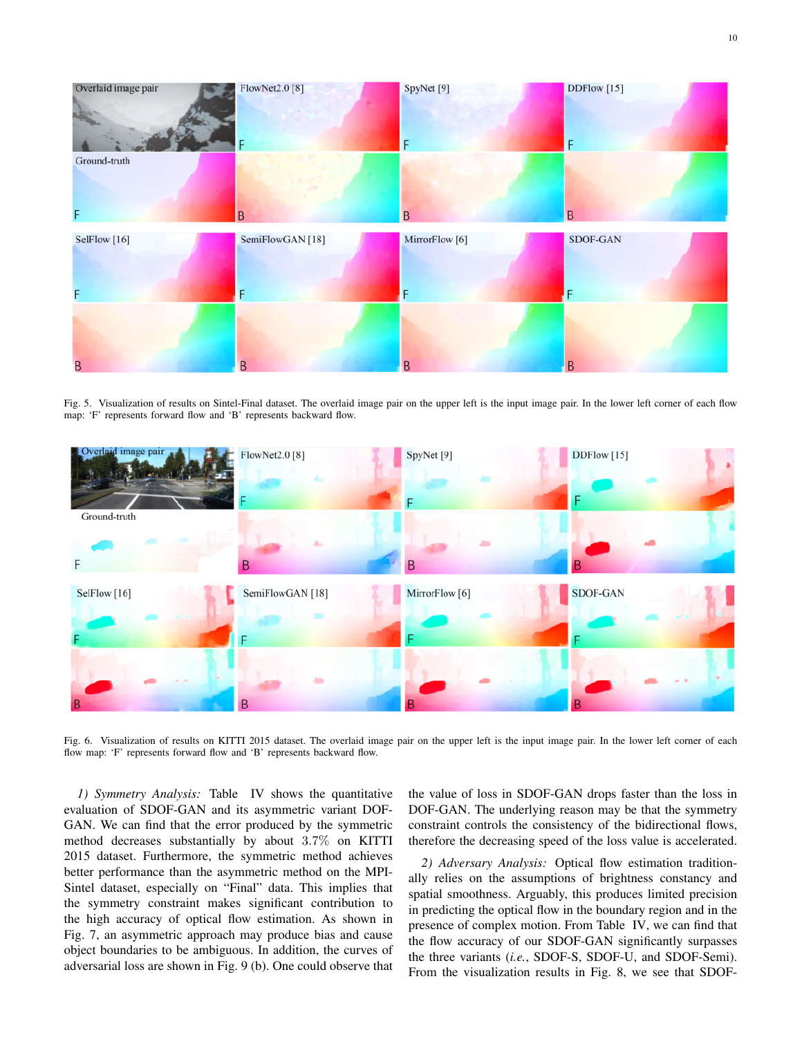Fig. 5. Visualization of results on Sintel-Final dataset. The overlaid image pair on the upper left is the input image pair. In the lower left corner of each flow map: 'F' represents forward flow and 'B' represents backward flow.

Fig. 6. Visualization of results on KITTI 2015 dataset. The overlaid image pair on the upper left is the input image pair. In the lower left corner of each flow map: 'F' represents forward flow and 'B' represents backward flow.

*1) Symmetry Analysis:* Table IV shows the quantitative evaluation of SDOF-GAN and its asymmetric variant DOF-GAN. We can find that the error produced by the symmetric method decreases substantially by about 3.7% on KITTI 2015 dataset. Furthermore, the symmetric method achieves better performance than the asymmetric method on the MPI-Sintel dataset, especially on "Final" data. This implies that the symmetry constraint makes significant contribution to the high accuracy of optical flow estimation. As shown in Fig. 7, an asymmetric approach may produce bias and cause object boundaries to be ambiguous. In addition, the curves of adversarial loss are shown in Fig. 9 (b). One could observe that the value of loss in SDOF-GAN drops faster than the loss in DOF-GAN. The underlying reason may be that the symmetry constraint controls the consistency of the bidirectional flows, therefore the decreasing speed of the loss value is accelerated.

*2) Adversary Analysis:* Optical flow estimation traditionally relies on the assumptions of brightness constancy and spatial smoothness. Arguably, this produces limited precision in predicting the optical flow in the boundary region and in the presence of complex motion. From Table IV, we can find that the flow accuracy of our SDOF-GAN significantly surpasses the three variants (*i.e.*, SDOF-S, SDOF-U, and SDOF-Semi). From the visualization results in Fig. 8, we see that SDOF-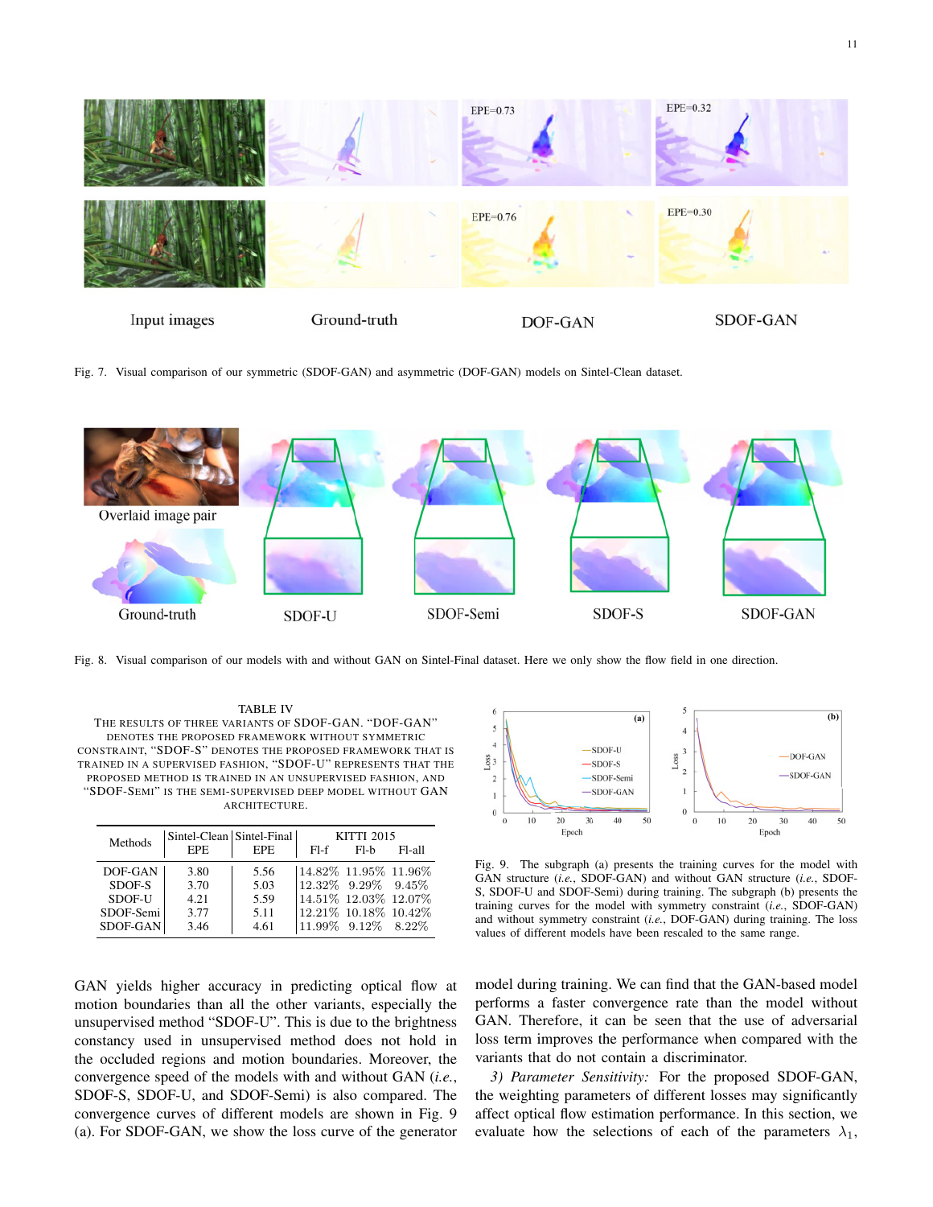Fig. 7. Visual comparison of our symmetric (SDOF-GAN) and asymmetric (DOF-GAN) models on Sintel-Clean dataset.

Fig. 8. Visual comparison of our models with and without GAN on Sintel-Final dataset. Here we only show the flow field in one direction.

TABLE IV

THE RESULTS OF THREE VARIANTS OF SDOF-GAN. "DOF-GAN" DENOTES THE PROPOSED FRAMEWORK WITHOUT SYMMETRIC CONSTRAINT, "SDOF-S" DENOTES THE PROPOSED FRAMEWORK THAT IS TRAINED IN A SUPERVISED FASHION, "SDOF-U" REPRESENTS THAT THE PROPOSED METHOD IS TRAINED IN AN UNSUPERVISED FASHION, AND "SDOF-SEMI" IS THE SEMI-SUPERVISED DEEP MODEL WITHOUT GAN ARCHITECTURE.

| Methods | Sintel-Clean EPE | Sintel-Final EPE | KITTI 2015 Fl-f | KITTI 2015 Fl-b | KITTI 2015 Fl-all |
|---|---|---|---|---|---|
| DOF-GAN | 3.80 | 5.56 | 14.82% | 11.95% | 11.96% |
| SDOF-S | 3.70 | 5.03 | 12.32% | 9.29% | 9.45% |
| SDOF-U | 4.21 | 5.59 | 14.51% | 12.03% | 12.07% |
| SDOF-Semi | 3.77 | 5.11 | 12.21% | 10.18% | 10.42% |
| SDOF-GAN | 3.46 | 4.61 | 11.99% | 9.12% | 8.22% |

Fig. 9. The subgraph (a) presents the training curves for the model with GAN structure (*i.e.*, SDOF-GAN) and without GAN structure (*i.e.*, SDOF-S, SDOF-U and SDOF-Semi) during training. The subgraph (b) presents the training curves for the model with symmetry constraint (*i.e.*, SDOF-GAN) and without symmetry constraint (*i.e.*, DOF-GAN) during training. The loss values of different models have been rescaled to the same range.

GAN yields higher accuracy in predicting optical flow at motion boundaries than all the other variants, especially the unsupervised method "SDOF-U". This is due to the brightness constancy used in unsupervised method does not hold in the occluded regions and motion boundaries. Moreover, the convergence speed of the models with and without GAN (*i.e.*, SDOF-S, SDOF-U, and SDOF-Semi) is also compared. The convergence curves of different models are shown in Fig. 9 (a). For SDOF-GAN, we show the loss curve of the generator model during training. We can find that the GAN-based model performs a faster convergence rate than the model without GAN. Therefore, it can be seen that the use of adversarial loss term improves the performance when compared with the variants that do not contain a discriminator.

*3) Parameter Sensitivity:* For the proposed SDOF-GAN, the weighting parameters of different losses may significantly affect optical flow estimation performance. In this section, we evaluate how the selections of each of the parameters $\lambda_1$,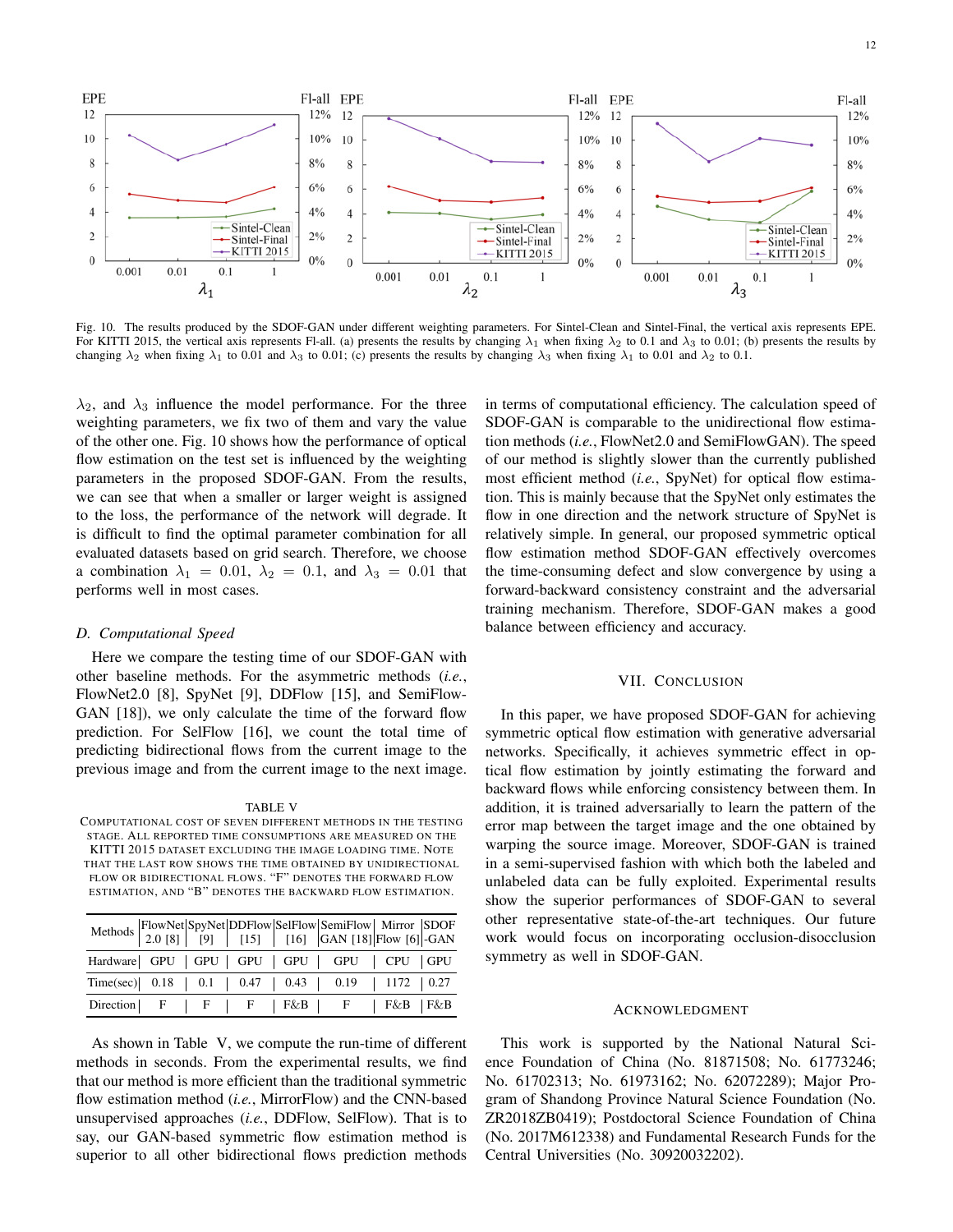Fig. 10. The results produced by the SDOF-GAN under different weighting parameters. For Sintel-Clean and Sintel-Final, the vertical axis represents EPE. For KITTI 2015, the vertical axis represents Fl-all. (a) presents the results by changing $\lambda_1$ when fixing $\lambda_2$ to 0.1 and $\lambda_3$ to 0.01; (b) presents the results by changing $\lambda_2$ when fixing $\lambda_1$ to 0.01 and $\lambda_3$ to 0.01; (c) presents the results by changing $\lambda_3$ when fixing $\lambda_1$ to 0.01 and $\lambda_2$ to 0.1.

$\lambda_2$, and $\lambda_3$ influence the model performance. For the three weighting parameters, we fix two of them and vary the value of the other one. Fig. 10 shows how the performance of optical flow estimation on the test set is influenced by the weighting parameters in the proposed SDOF-GAN. From the results, we can see that when a smaller or larger weight is assigned to the loss, the performance of the network will degrade. It is difficult to find the optimal parameter combination for all evaluated datasets based on grid search. Therefore, we choose a combination $\lambda_1 = 0.01$, $\lambda_2 = 0.1$, and $\lambda_3 = 0.01$ that performs well in most cases.

### D. Computational Speed

Here we compare the testing time of our SDOF-GAN with other baseline methods. For the asymmetric methods (*i.e.*, FlowNet2.0 [8], SpyNet [9], DDFlow [15], and SemiFlow-GAN [18]), we only calculate the time of the forward flow prediction. For SelFlow [16], we count the total time of predicting bidirectional flows from the current image to the previous image and from the current image to the next image.

TABLE V

COMPUTATIONAL COST OF SEVEN DIFFERENT METHODS IN THE TESTING STAGE. ALL REPORTED TIME CONSUMPTIONS ARE MEASURED ON THE KITTI 2015 DATASET EXCLUDING THE IMAGE LOADING TIME. NOTE THAT THE LAST ROW SHOWS THE TIME OBTAINED BY UNIDIRECTIONAL FLOW OR BIDIRECTIONAL FLOWS. "F" DENOTES THE FORWARD FLOW ESTIMATION, AND "B" DENOTES THE BACKWARD FLOW ESTIMATION.

| Methods | FlowNet 2.0 [8] | SpyNet [9] | DDFlow [15] | SelFlow [16] | SemiFlow GAN [18] | Mirror Flow [6] | SDOF -GAN |
|---|---|---|---|---|---|---|---|
| Hardware | GPU | GPU | GPU | GPU | GPU | CPU | GPU |
| Time(sec) | 0.18 | 0.1 | 0.47 | 0.43 | 0.19 | 1172 | 0.27 |
| Direction | F | F | F | F&B | F | F&B | F&B |

As shown in Table V, we compute the run-time of different methods in seconds. From the experimental results, we find that our method is more efficient than the traditional symmetric flow estimation method (*i.e.*, MirrorFlow) and the CNN-based unsupervised approaches (*i.e.*, DDFlow, SelFlow). That is to say, our GAN-based symmetric flow estimation method is superior to all other bidirectional flows prediction methods in terms of computational efficiency. The calculation speed of SDOF-GAN is comparable to the unidirectional flow estimation methods (*i.e.*, FlowNet2.0 and SemiFlowGAN). The speed of our method is slightly slower than the currently published most efficient method (*i.e.*, SpyNet) for optical flow estimation. This is mainly because that the SpyNet only estimates the flow in one direction and the network structure of SpyNet is relatively simple. In general, our proposed symmetric optical flow estimation method SDOF-GAN effectively overcomes the time-consuming defect and slow convergence by using a forward-backward consistency constraint and the adversarial training mechanism. Therefore, SDOF-GAN makes a good balance between efficiency and accuracy.

## VII. Conclusion

In this paper, we have proposed SDOF-GAN for achieving symmetric optical flow estimation with generative adversarial networks. Specifically, it achieves symmetric effect in optical flow estimation by jointly estimating the forward and backward flows while enforcing consistency between them. In addition, it is trained adversarially to learn the pattern of the error map between the target image and the one obtained by warping the source image. Moreover, SDOF-GAN is trained in a semi-supervised fashion with which both the labeled and unlabeled data can be fully exploited. Experimental results show the superior performances of SDOF-GAN to several other representative state-of-the-art techniques. Our future work would focus on incorporating occlusion-disocclusion symmetry as well in SDOF-GAN.

## Acknowledgment

This work is supported by the National Natural Science Foundation of China (No. 81871508; No. 61773246; No. 61702313; No. 61973162; No. 62072289); Major Program of Shandong Province Natural Science Foundation (No. ZR2018ZB0419); Postdoctoral Science Foundation of China (No. 2017M612338) and Fundamental Research Funds for the Central Universities (No. 30920032202).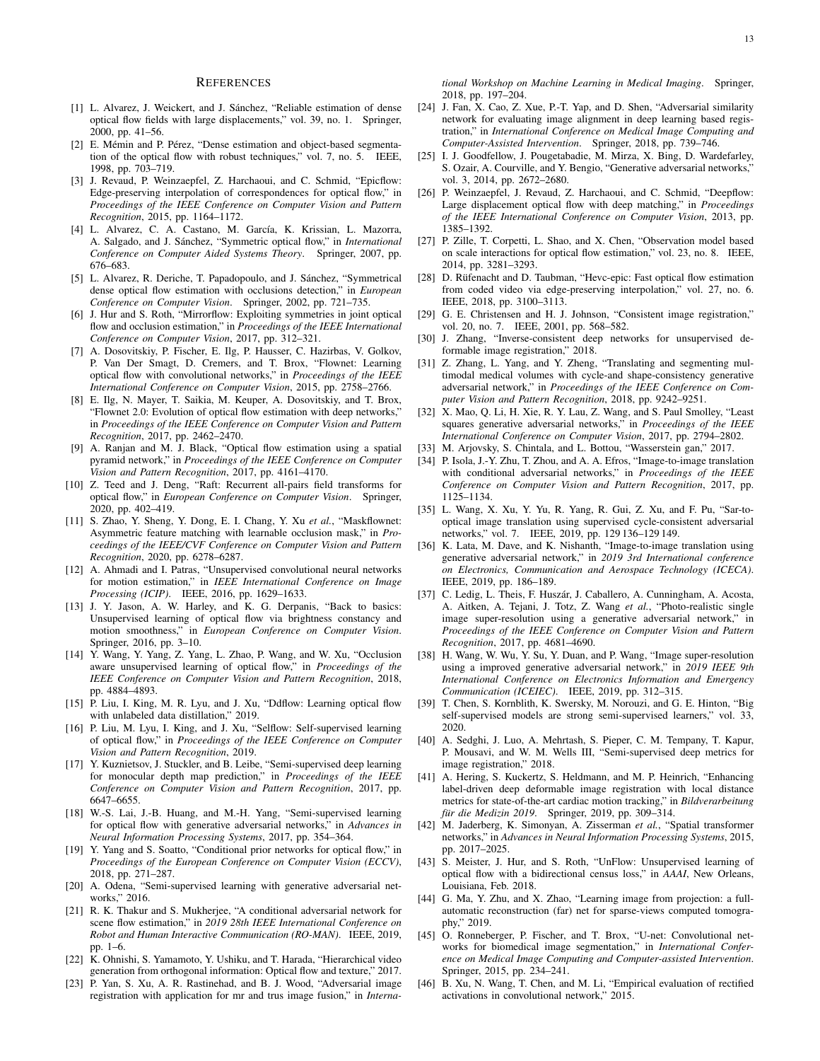## References

[1] L. Alvarez, J. Weickert, and J. Sánchez, "Reliable estimation of dense optical flow fields with large displacements," vol. 39, no. 1. Springer, 2000, pp. 41–56.

[2] E. Mémin and P. Pérez, "Dense estimation and object-based segmentation of the optical flow with robust techniques," vol. 7, no. 5. IEEE, 1998, pp. 703–719.

[3] J. Revaud, P. Weinzaepfel, Z. Harchaoui, and C. Schmid, "Epicflow: Edge-preserving interpolation of correspondences for optical flow," in *Proceedings of the IEEE Conference on Computer Vision and Pattern Recognition*, 2015, pp. 1164–1172.

[4] L. Alvarez, C. A. Castano, M. García, K. Krissian, L. Mazorra, A. Salgado, and J. Sánchez, "Symmetric optical flow," in *International Conference on Computer Aided Systems Theory*. Springer, 2007, pp. 676–683.

[5] L. Alvarez, R. Deriche, T. Papadopoulo, and J. Sánchez, "Symmetrical dense optical flow estimation with occlusions detection," in *European Conference on Computer Vision*. Springer, 2002, pp. 721–735.

[6] J. Hur and S. Roth, "Mirrorflow: Exploiting symmetries in joint optical flow and occlusion estimation," in *Proceedings of the IEEE International Conference on Computer Vision*, 2017, pp. 312–321.

[7] A. Dosovitskiy, P. Fischer, E. Ilg, P. Hausser, C. Hazirbas, V. Golkov, P. Van Der Smagt, D. Cremers, and T. Brox, "Flownet: Learning optical flow with convolutional networks," in *Proceedings of the IEEE International Conference on Computer Vision*, 2015, pp. 2758–2766.

[8] E. Ilg, N. Mayer, T. Saikia, M. Keuper, A. Dosovitskiy, and T. Brox, "Flownet 2.0: Evolution of optical flow estimation with deep networks," in *Proceedings of the IEEE Conference on Computer Vision and Pattern Recognition*, 2017, pp. 2462–2470.

[9] A. Ranjan and M. J. Black, "Optical flow estimation using a spatial pyramid network," in *Proceedings of the IEEE Conference on Computer Vision and Pattern Recognition*, 2017, pp. 4161–4170.

[10] Z. Teed and J. Deng, "Raft: Recurrent all-pairs field transforms for optical flow," in *European Conference on Computer Vision*. Springer, 2020, pp. 402–419.

[11] S. Zhao, Y. Sheng, Y. Dong, E. I. Chang, Y. Xu *et al.*, "Maskflownet: Asymmetric feature matching with learnable occlusion mask," in *Proceedings of the IEEE/CVF Conference on Computer Vision and Pattern Recognition*, 2020, pp. 6278–6287.

[12] A. Ahmadi and I. Patras, "Unsupervised convolutional neural networks for motion estimation," in *IEEE International Conference on Image Processing (ICIP)*. IEEE, 2016, pp. 1629–1633.

[13] J. Y. Jason, A. W. Harley, and K. G. Derpanis, "Back to basics: Unsupervised learning of optical flow via brightness constancy and motion smoothness," in *European Conference on Computer Vision*. Springer, 2016, pp. 3–10.

[14] Y. Wang, Y. Yang, Z. Yang, L. Zhao, P. Wang, and W. Xu, "Occlusion aware unsupervised learning of optical flow," in *Proceedings of the IEEE Conference on Computer Vision and Pattern Recognition*, 2018, pp. 4884–4893.

[15] P. Liu, I. King, M. R. Lyu, and J. Xu, "Ddflow: Learning optical flow with unlabeled data distillation," 2019.

[16] P. Liu, M. Lyu, I. King, and J. Xu, "Selflow: Self-supervised learning of optical flow," in *Proceedings of the IEEE Conference on Computer Vision and Pattern Recognition*, 2019.

[17] Y. Kuznietsov, J. Stuckler, and B. Leibe, "Semi-supervised deep learning for monocular depth map prediction," in *Proceedings of the IEEE Conference on Computer Vision and Pattern Recognition*, 2017, pp. 6647–6655.

[18] W.-S. Lai, J.-B. Huang, and M.-H. Yang, "Semi-supervised learning for optical flow with generative adversarial networks," in *Advances in Neural Information Processing Systems*, 2017, pp. 354–364.

[19] Y. Yang and S. Soatto, "Conditional prior networks for optical flow," in *Proceedings of the European Conference on Computer Vision (ECCV)*, 2018, pp. 271–287.

[20] A. Odena, "Semi-supervised learning with generative adversarial networks," 2016.

[21] R. K. Thakur and S. Mukherjee, "A conditional adversarial network for scene flow estimation," in *2019 28th IEEE International Conference on Robot and Human Interactive Communication (RO-MAN)*. IEEE, 2019, pp. 1–6.

[22] K. Ohnishi, S. Yamamoto, Y. Ushiku, and T. Harada, "Hierarchical video generation from orthogonal information: Optical flow and texture," 2017.

[23] P. Yan, S. Xu, A. R. Rastinehad, and B. J. Wood, "Adversarial image registration with application for mr and trus image fusion," in *International Workshop on Machine Learning in Medical Imaging*. Springer, 2018, pp. 197–204.

[24] J. Fan, X. Cao, Z. Xue, P.-T. Yap, and D. Shen, "Adversarial similarity network for evaluating image alignment in deep learning based registration," in *International Conference on Medical Image Computing and Computer-Assisted Intervention*. Springer, 2018, pp. 739–746.

[25] I. J. Goodfellow, J. Pougetabadie, M. Mirza, X. Bing, D. Wardefarley, S. Ozair, A. Courville, and Y. Bengio, "Generative adversarial networks," vol. 3, 2014, pp. 2672–2680.

[26] P. Weinzaepfel, J. Revaud, Z. Harchaoui, and C. Schmid, "Deepflow: Large displacement optical flow with deep matching," in *Proceedings of the IEEE International Conference on Computer Vision*, 2013, pp. 1385–1392.

[27] P. Zille, T. Corpetti, L. Shao, and X. Chen, "Observation model based on scale interactions for optical flow estimation," vol. 23, no. 8. IEEE, 2014, pp. 3281–3293.

[28] D. Rüfenacht and D. Taubman, "Hevc-epic: Fast optical flow estimation from coded video via edge-preserving interpolation," vol. 27, no. 6. IEEE, 2018, pp. 3100–3113.

[29] G. E. Christensen and H. J. Johnson, "Consistent image registration," vol. 20, no. 7. IEEE, 2001, pp. 568–582.

[30] J. Zhang, "Inverse-consistent deep networks for unsupervised deformable image registration," 2018.

[31] Z. Zhang, L. Yang, and Y. Zheng, "Translating and segmenting multimodal medical volumes with cycle-and shape-consistency generative adversarial network," in *Proceedings of the IEEE Conference on Computer Vision and Pattern Recognition*, 2018, pp. 9242–9251.

[32] X. Mao, Q. Li, H. Xie, R. Y. Lau, Z. Wang, and S. Paul Smolley, "Least squares generative adversarial networks," in *Proceedings of the IEEE International Conference on Computer Vision*, 2017, pp. 2794–2802.

[33] M. Arjovsky, S. Chintala, and L. Bottou, "Wasserstein gan," 2017.

[34] P. Isola, J.-Y. Zhu, T. Zhou, and A. A. Efros, "Image-to-image translation with conditional adversarial networks," in *Proceedings of the IEEE Conference on Computer Vision and Pattern Recognition*, 2017, pp. 1125–1134.

[35] L. Wang, X. Xu, Y. Yu, R. Yang, R. Gui, Z. Xu, and F. Pu, "Sar-to-optical image translation using supervised cycle-consistent adversarial networks," vol. 7. IEEE, 2019, pp. 129 136–129 149.

[36] K. Lata, M. Dave, and K. Nishanth, "Image-to-image translation using generative adversarial network," in *2019 3rd International conference on Electronics, Communication and Aerospace Technology (ICECA)*. IEEE, 2019, pp. 186–189.

[37] C. Ledig, L. Theis, F. Huszár, J. Caballero, A. Cunningham, A. Acosta, A. Aitken, A. Tejani, J. Totz, Z. Wang *et al.*, "Photo-realistic single image super-resolution using a generative adversarial network," in *Proceedings of the IEEE Conference on Computer Vision and Pattern Recognition*, 2017, pp. 4681–4690.

[38] H. Wang, W. Wu, Y. Su, Y. Duan, and P. Wang, "Image super-resolution using a improved generative adversarial network," in *2019 IEEE 9th International Conference on Electronics Information and Emergency Communication (ICEIEC)*. IEEE, 2019, pp. 312–315.

[39] T. Chen, S. Kornblith, K. Swersky, M. Norouzi, and G. E. Hinton, "Big self-supervised models are strong semi-supervised learners," vol. 33, 2020.

[40] A. Sedghi, J. Luo, A. Mehrtash, S. Pieper, C. M. Tempany, T. Kapur, P. Mousavi, and W. M. Wells III, "Semi-supervised deep metrics for image registration," 2018.

[41] A. Hering, S. Kuckertz, S. Heldmann, and M. P. Heinrich, "Enhancing label-driven deep deformable image registration with local distance metrics for state-of-the-art cardiac motion tracking," in *Bildverarbeitung für die Medizin 2019*. Springer, 2019, pp. 309–314.

[42] M. Jaderberg, K. Simonyan, A. Zisserman *et al.*, "Spatial transformer networks," in *Advances in Neural Information Processing Systems*, 2015, pp. 2017–2025.

[43] S. Meister, J. Hur, and S. Roth, "UnFlow: Unsupervised learning of optical flow with a bidirectional census loss," in *AAAI*, New Orleans, Louisiana, Feb. 2018.

[44] G. Ma, Y. Zhu, and X. Zhao, "Learning image from projection: a full-automatic reconstruction (far) net for sparse-views computed tomography," 2019.

[45] O. Ronneberger, P. Fischer, and T. Brox, "U-net: Convolutional networks for biomedical image segmentation," in *International Conference on Medical Image Computing and Computer-assisted Intervention*. Springer, 2015, pp. 234–241.

[46] B. Xu, N. Wang, T. Chen, and M. Li, "Empirical evaluation of rectified activations in convolutional network," 2015.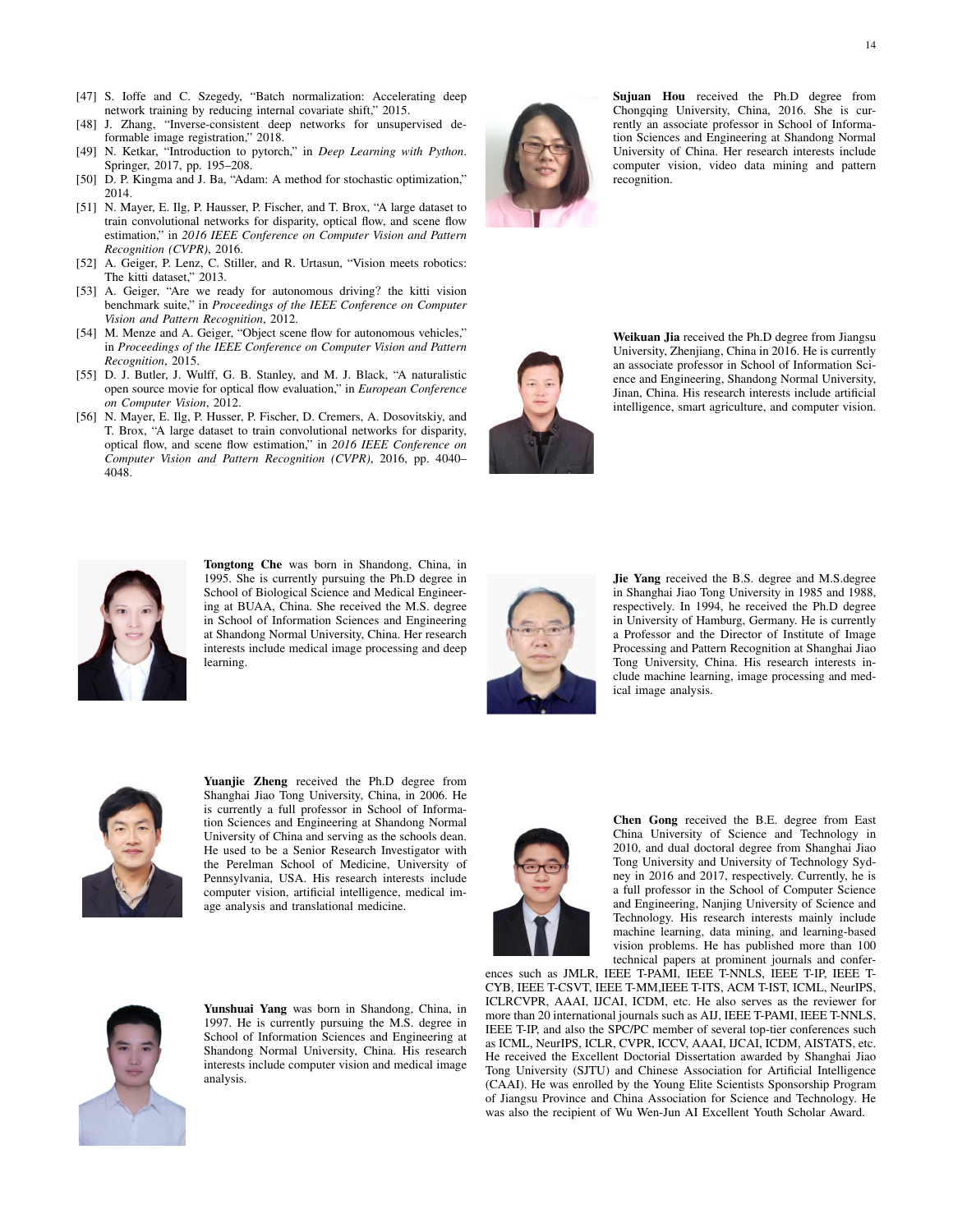[47] S. Ioffe and C. Szegedy, "Batch normalization: Accelerating deep network training by reducing internal covariate shift," 2015.

[48] J. Zhang, "Inverse-consistent deep networks for unsupervised deformable image registration," 2018.

[49] N. Ketkar, "Introduction to pytorch," in *Deep Learning with Python*. Springer, 2017, pp. 195–208.

[50] D. P. Kingma and J. Ba, "Adam: A method for stochastic optimization," 2014.

[51] N. Mayer, E. Ilg, P. Hausser, P. Fischer, and T. Brox, "A large dataset to train convolutional networks for disparity, optical flow, and scene flow estimation," in *2016 IEEE Conference on Computer Vision and Pattern Recognition (CVPR)*, 2016.

[52] A. Geiger, P. Lenz, C. Stiller, and R. Urtasun, "Vision meets robotics: The kitti dataset," 2013.

[53] A. Geiger, "Are we ready for autonomous driving? the kitti vision benchmark suite," in *Proceedings of the IEEE Conference on Computer Vision and Pattern Recognition*, 2012.

[54] M. Menze and A. Geiger, "Object scene flow for autonomous vehicles," in *Proceedings of the IEEE Conference on Computer Vision and Pattern Recognition*, 2015.

[55] D. J. Butler, J. Wulff, G. B. Stanley, and M. J. Black, "A naturalistic open source movie for optical flow evaluation," in *European Conference on Computer Vision*, 2012.

[56] N. Mayer, E. Ilg, P. Husser, P. Fischer, D. Cremers, A. Dosovitskiy, and T. Brox, "A large dataset to train convolutional networks for disparity, optical flow, and scene flow estimation," in *2016 IEEE Conference on Computer Vision and Pattern Recognition (CVPR)*, 2016, pp. 4040–4048.

**Tongtong Che** was born in Shandong, China, in 1995. She is currently pursuing the Ph.D degree in School of Biological Science and Medical Engineering at BUAA, China. She received the M.S. degree in School of Information Sciences and Engineering at Shandong Normal University, China. Her research interests include medical image processing and deep learning.

**Yuanjie Zheng** received the Ph.D degree from Shanghai Jiao Tong University, China, in 2006. He is currently a full professor in School of Information Sciences and Engineering at Shandong Normal University of China and serving as the schools dean. He used to be a Senior Research Investigator with the Perelman School of Medicine, University of Pennsylvania, USA. His research interests include computer vision, artificial intelligence, medical image analysis and translational medicine.

**Yunshuai Yang** was born in Shandong, China, in 1997. He is currently pursuing the M.S. degree in School of Information Sciences and Engineering at Shandong Normal University, China. His research interests include computer vision and medical image analysis.

**Sujuan Hou** received the Ph.D degree from Chongqing University, China, 2016. She is currently an associate professor in School of Information Sciences and Engineering at Shandong Normal University of China. Her research interests include computer vision, video data mining and pattern recognition.

**Weikuan Jia** received the Ph.D degree from Jiangsu University, Zhenjiang, China in 2016. He is currently an associate professor in School of Information Science and Engineering, Shandong Normal University, Jinan, China. His research interests include artificial intelligence, smart agriculture, and computer vision.

**Jie Yang** received the B.S. degree and M.S.degree in Shanghai Jiao Tong University in 1985 and 1988, respectively. In 1994, he received the Ph.D degree in University of Hamburg, Germany. He is currently a Professor and the Director of Institute of Image Processing and Pattern Recognition at Shanghai Jiao Tong University, China. His research interests include machine learning, image processing and medical image analysis.

**Chen Gong** received the B.E. degree from East China University of Science and Technology in 2010, and dual doctoral degree from Shanghai Jiao Tong University and University of Technology Sydney in 2016 and 2017, respectively. Currently, he is a full professor in the School of Computer Science and Engineering, Nanjing University of Science and Technology. His research interests mainly include machine learning, data mining, and learning-based vision problems. He has published more than 100 technical papers at prominent journals and conferences such as JMLR, IEEE T-PAMI, IEEE T-NNLS, IEEE T-IP, IEEE T-CYB, IEEE T-CSVT, IEEE T-MM,IEEE T-ITS, ACM T-IST, ICML, NeurIPS, ICLRCVPR, AAAI, IJCAI, ICDM, etc. He also serves as the reviewer for more than 20 international journals such as AIJ, IEEE T-PAMI, IEEE T-NNLS, IEEE T-IP, and also the SPC/PC member of several top-tier conferences such as ICML, NeurIPS, ICLR, CVPR, ICCV, AAAI, IJCAI, ICDM, AISTATS, etc. He received the Excellent Doctorial Dissertation awarded by Shanghai Jiao Tong University (SJTU) and Chinese Association for Artificial Intelligence (CAAI). He was enrolled by the Young Elite Scientists Sponsorship Program of Jiangsu Province and China Association for Science and Technology. He was also the recipient of Wu Wen-Jun AI Excellent Youth Scholar Award.